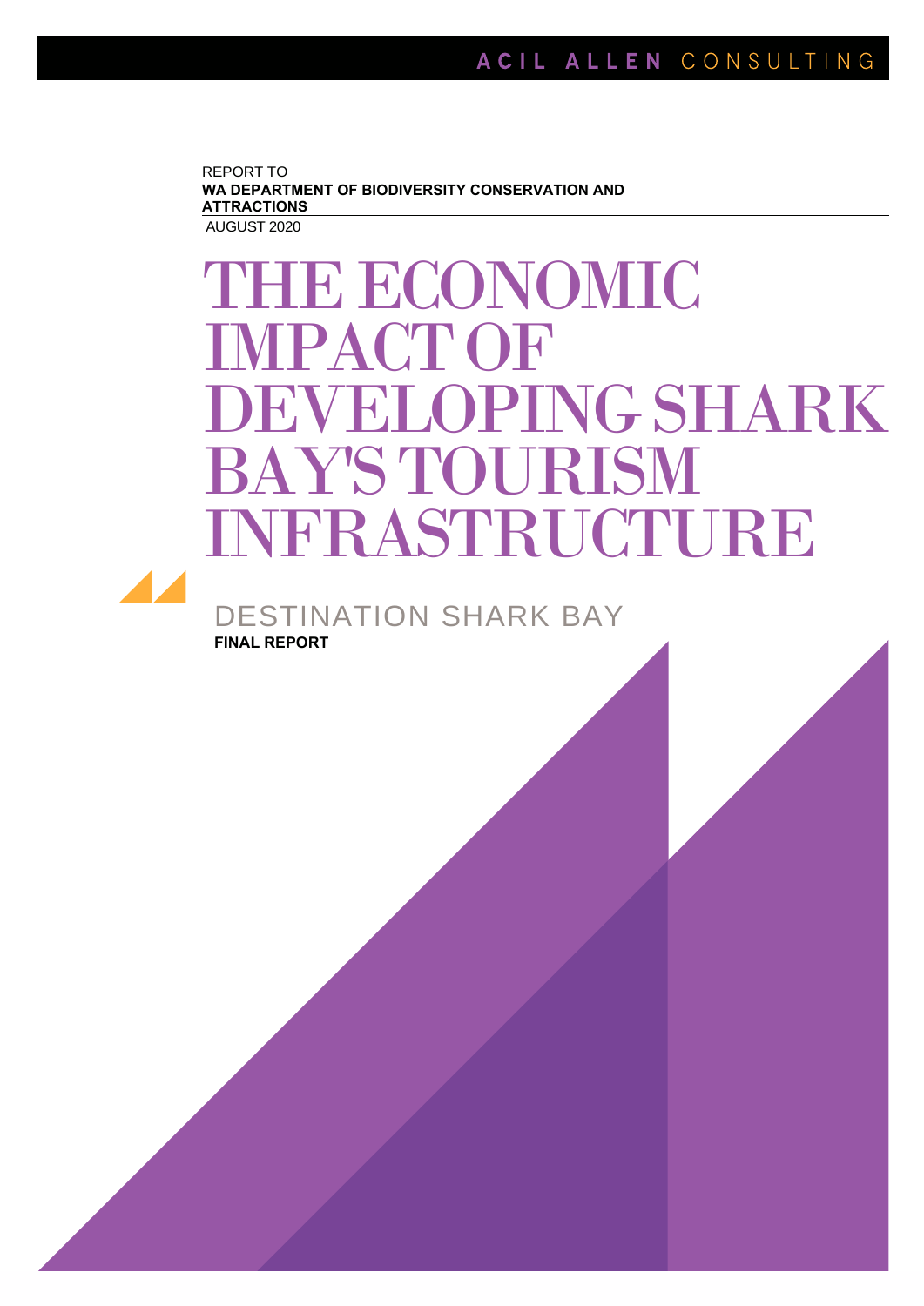ACIL ALLEN CONSULTING

REPORT TO
**WA DEPARTMENT OF BIODIVERSITY CONSERVATION AND ATTRACTIONS**
AUGUST 2020

# THE ECONOMIC IMPACT OF DEVELOPING SHARK BAY'S TOURISM INFRASTRUCTURE

## DESTINATION SHARK BAY

**FINAL REPORT**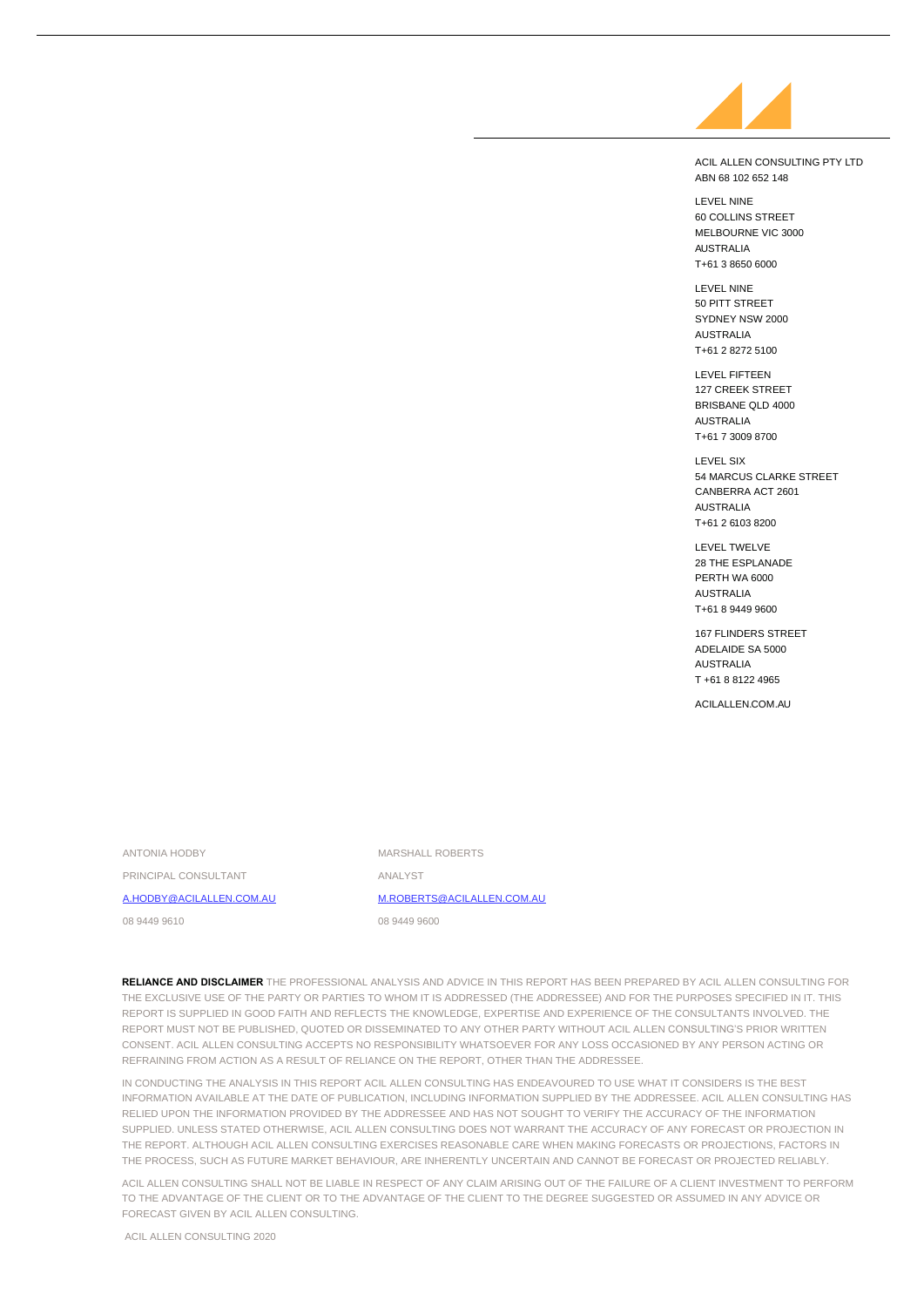ACIL ALLEN CONSULTING PTY LTD
ABN 68 102 652 148

LEVEL NINE
60 COLLINS STREET
MELBOURNE VIC 3000
AUSTRALIA
T+61 3 8650 6000

LEVEL NINE
50 PITT STREET
SYDNEY NSW 2000
AUSTRALIA
T+61 2 8272 5100

LEVEL FIFTEEN
127 CREEK STREET
BRISBANE QLD 4000
AUSTRALIA
T+61 7 3009 8700

LEVEL SIX
54 MARCUS CLARKE STREET
CANBERRA ACT 2601
AUSTRALIA
T+61 2 6103 8200

LEVEL TWELVE
28 THE ESPLANADE
PERTH WA 6000
AUSTRALIA
T+61 8 9449 9600

167 FLINDERS STREET
ADELAIDE SA 5000
AUSTRALIA
T +61 8 8122 4965

ACILALLEN.COM.AU

| ANTONIA HODBY | MARSHALL ROBERTS |
| --- | --- |
| PRINCIPAL CONSULTANT | ANALYST |
| A.HODBY@ACILALLEN.COM.AU | M.ROBERTS@ACILALLEN.COM.AU |
| 08 9449 9610 | 08 9449 9600 |

**RELIANCE AND DISCLAIMER** THE PROFESSIONAL ANALYSIS AND ADVICE IN THIS REPORT HAS BEEN PREPARED BY ACIL ALLEN CONSULTING FOR THE EXCLUSIVE USE OF THE PARTY OR PARTIES TO WHOM IT IS ADDRESSED (THE ADDRESSEE) AND FOR THE PURPOSES SPECIFIED IN IT. THIS REPORT IS SUPPLIED IN GOOD FAITH AND REFLECTS THE KNOWLEDGE, EXPERTISE AND EXPERIENCE OF THE CONSULTANTS INVOLVED. THE REPORT MUST NOT BE PUBLISHED, QUOTED OR DISSEMINATED TO ANY OTHER PARTY WITHOUT ACIL ALLEN CONSULTING'S PRIOR WRITTEN CONSENT. ACIL ALLEN CONSULTING ACCEPTS NO RESPONSIBILITY WHATSOEVER FOR ANY LOSS OCCASIONED BY ANY PERSON ACTING OR REFRAINING FROM ACTION AS A RESULT OF RELIANCE ON THE REPORT, OTHER THAN THE ADDRESSEE.

IN CONDUCTING THE ANALYSIS IN THIS REPORT ACIL ALLEN CONSULTING HAS ENDEAVOURED TO USE WHAT IT CONSIDERS IS THE BEST INFORMATION AVAILABLE AT THE DATE OF PUBLICATION, INCLUDING INFORMATION SUPPLIED BY THE ADDRESSEE. ACIL ALLEN CONSULTING HAS RELIED UPON THE INFORMATION PROVIDED BY THE ADDRESSEE AND HAS NOT SOUGHT TO VERIFY THE ACCURACY OF THE INFORMATION SUPPLIED. UNLESS STATED OTHERWISE, ACIL ALLEN CONSULTING DOES NOT WARRANT THE ACCURACY OF ANY FORECAST OR PROJECTION IN THE REPORT. ALTHOUGH ACIL ALLEN CONSULTING EXERCISES REASONABLE CARE WHEN MAKING FORECASTS OR PROJECTIONS, FACTORS IN THE PROCESS, SUCH AS FUTURE MARKET BEHAVIOUR, ARE INHERENTLY UNCERTAIN AND CANNOT BE FORECAST OR PROJECTED RELIABLY.

ACIL ALLEN CONSULTING SHALL NOT BE LIABLE IN RESPECT OF ANY CLAIM ARISING OUT OF THE FAILURE OF A CLIENT INVESTMENT TO PERFORM TO THE ADVANTAGE OF THE CLIENT OR TO THE ADVANTAGE OF THE CLIENT TO THE DEGREE SUGGESTED OR ASSUMED IN ANY ADVICE OR FORECAST GIVEN BY ACIL ALLEN CONSULTING.

ACIL ALLEN CONSULTING 2020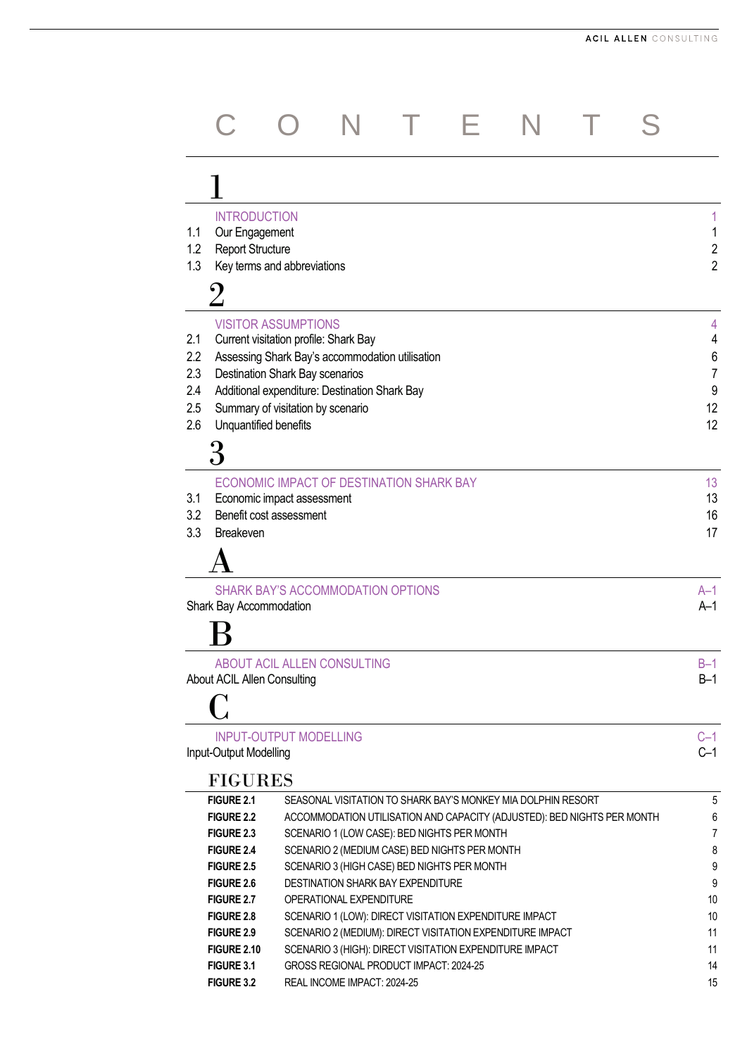# CONTENTS

## 1

| | | |
|---|---|---|
| | INTRODUCTION | 1 |
| 1.1 | Our Engagement | 1 |
| 1.2 | Report Structure | 2 |
| 1.3 | Key terms and abbreviations | 2 |

## 2

| | | |
|---|---|---|
| | VISITOR ASSUMPTIONS | 4 |
| 2.1 | Current visitation profile: Shark Bay | 4 |
| 2.2 | Assessing Shark Bay's accommodation utilisation | 6 |
| 2.3 | Destination Shark Bay scenarios | 7 |
| 2.4 | Additional expenditure: Destination Shark Bay | 9 |
| 2.5 | Summary of visitation by scenario | 12 |
| 2.6 | Unquantified benefits | 12 |

## 3

| | | |
|---|---|---|
| | ECONOMIC IMPACT OF DESTINATION SHARK BAY | 13 |
| 3.1 | Economic impact assessment | 13 |
| 3.2 | Benefit cost assessment | 16 |
| 3.3 | Breakeven | 17 |

## A

| | |
|---|---|
| SHARK BAY'S ACCOMMODATION OPTIONS | A–1 |
| Shark Bay Accommodation | A–1 |

## B

| | |
|---|---|
| ABOUT ACIL ALLEN CONSULTING | B–1 |
| About ACIL Allen Consulting | B–1 |

## C

| | |
|---|---|
| INPUT-OUTPUT MODELLING | C–1 |
| Input-Output Modelling | C–1 |

## FIGURES

| | | |
|---|---|---|
| **FIGURE 2.1** | SEASONAL VISITATION TO SHARK BAY'S MONKEY MIA DOLPHIN RESORT | 5 |
| **FIGURE 2.2** | ACCOMMODATION UTILISATION AND CAPACITY (ADJUSTED): BED NIGHTS PER MONTH | 6 |
| **FIGURE 2.3** | SCENARIO 1 (LOW CASE): BED NIGHTS PER MONTH | 7 |
| **FIGURE 2.4** | SCENARIO 2 (MEDIUM CASE) BED NIGHTS PER MONTH | 8 |
| **FIGURE 2.5** | SCENARIO 3 (HIGH CASE) BED NIGHTS PER MONTH | 9 |
| **FIGURE 2.6** | DESTINATION SHARK BAY EXPENDITURE | 9 |
| **FIGURE 2.7** | OPERATIONAL EXPENDITURE | 10 |
| **FIGURE 2.8** | SCENARIO 1 (LOW): DIRECT VISITATION EXPENDITURE IMPACT | 10 |
| **FIGURE 2.9** | SCENARIO 2 (MEDIUM): DIRECT VISITATION EXPENDITURE IMPACT | 11 |
| **FIGURE 2.10** | SCENARIO 3 (HIGH): DIRECT VISITATION EXPENDITURE IMPACT | 11 |
| **FIGURE 3.1** | GROSS REGIONAL PRODUCT IMPACT: 2024-25 | 14 |
| **FIGURE 3.2** | REAL INCOME IMPACT: 2024-25 | 15 |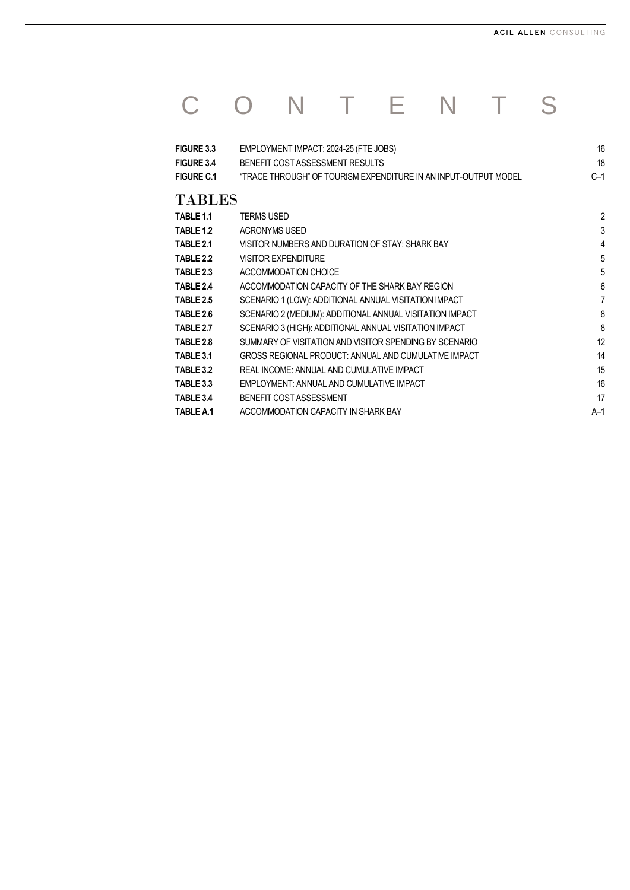# CONTENTS

| | | |
|---|---|---|
| **FIGURE 3.3** | EMPLOYMENT IMPACT: 2024-25 (FTE JOBS) | 16 |
| **FIGURE 3.4** | BENEFIT COST ASSESSMENT RESULTS | 18 |
| **FIGURE C.1** | "TRACE THROUGH" OF TOURISM EXPENDITURE IN AN INPUT-OUTPUT MODEL | C–1 |

## TABLES

| | | |
|---|---|---|
| **TABLE 1.1** | TERMS USED | 2 |
| **TABLE 1.2** | ACRONYMS USED | 3 |
| **TABLE 2.1** | VISITOR NUMBERS AND DURATION OF STAY: SHARK BAY | 4 |
| **TABLE 2.2** | VISITOR EXPENDITURE | 5 |
| **TABLE 2.3** | ACCOMMODATION CHOICE | 5 |
| **TABLE 2.4** | ACCOMMODATION CAPACITY OF THE SHARK BAY REGION | 6 |
| **TABLE 2.5** | SCENARIO 1 (LOW): ADDITIONAL ANNUAL VISITATION IMPACT | 7 |
| **TABLE 2.6** | SCENARIO 2 (MEDIUM): ADDITIONAL ANNUAL VISITATION IMPACT | 8 |
| **TABLE 2.7** | SCENARIO 3 (HIGH): ADDITIONAL ANNUAL VISITATION IMPACT | 8 |
| **TABLE 2.8** | SUMMARY OF VISITATION AND VISITOR SPENDING BY SCENARIO | 12 |
| **TABLE 3.1** | GROSS REGIONAL PRODUCT: ANNUAL AND CUMULATIVE IMPACT | 14 |
| **TABLE 3.2** | REAL INCOME: ANNUAL AND CUMULATIVE IMPACT | 15 |
| **TABLE 3.3** | EMPLOYMENT: ANNUAL AND CUMULATIVE IMPACT | 16 |
| **TABLE 3.4** | BENEFIT COST ASSESSMENT | 17 |
| **TABLE A.1** | ACCOMMODATION CAPACITY IN SHARK BAY | A–1 |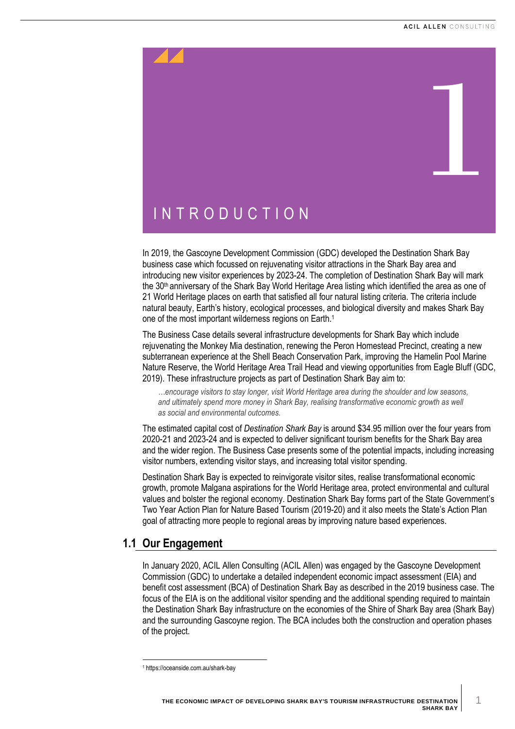# 1 INTRODUCTION

In 2019, the Gascoyne Development Commission (GDC) developed the Destination Shark Bay business case which focussed on rejuvenating visitor attractions in the Shark Bay area and introducing new visitor experiences by 2023-24. The completion of Destination Shark Bay will mark the 30th anniversary of the Shark Bay World Heritage Area listing which identified the area as one of 21 World Heritage places on earth that satisfied all four natural listing criteria. The criteria include natural beauty, Earth's history, ecological processes, and biological diversity and makes Shark Bay one of the most important wilderness regions on Earth.[1]

The Business Case details several infrastructure developments for Shark Bay which include rejuvenating the Monkey Mia destination, renewing the Peron Homestead Precinct, creating a new subterranean experience at the Shell Beach Conservation Park, improving the Hamelin Pool Marine Nature Reserve, the World Heritage Area Trail Head and viewing opportunities from Eagle Bluff (GDC, 2019). These infrastructure projects as part of Destination Shark Bay aim to:

> *…encourage visitors to stay longer, visit World Heritage area during the shoulder and low seasons, and ultimately spend more money in Shark Bay, realising transformative economic growth as well as social and environmental outcomes.*

The estimated capital cost of *Destination Shark Bay* is around $34.95 million over the four years from 2020-21 and 2023-24 and is expected to deliver significant tourism benefits for the Shark Bay area and the wider region. The Business Case presents some of the potential impacts, including increasing visitor numbers, extending visitor stays, and increasing total visitor spending.

Destination Shark Bay is expected to reinvigorate visitor sites, realise transformational economic growth, promote Malgana aspirations for the World Heritage area, protect environmental and cultural values and bolster the regional economy. Destination Shark Bay forms part of the State Government's Two Year Action Plan for Nature Based Tourism (2019-20) and it also meets the State's Action Plan goal of attracting more people to regional areas by improving nature based experiences.

## 1.1 Our Engagement

In January 2020, ACIL Allen Consulting (ACIL Allen) was engaged by the Gascoyne Development Commission (GDC) to undertake a detailed independent economic impact assessment (EIA) and benefit cost assessment (BCA) of Destination Shark Bay as described in the 2019 business case. The focus of the EIA is on the additional visitor spending and the additional spending required to maintain the Destination Shark Bay infrastructure on the economies of the Shire of Shark Bay area (Shark Bay) and the surrounding Gascoyne region. The BCA includes both the construction and operation phases of the project.

[1] https://oceanside.com.au/shark-bay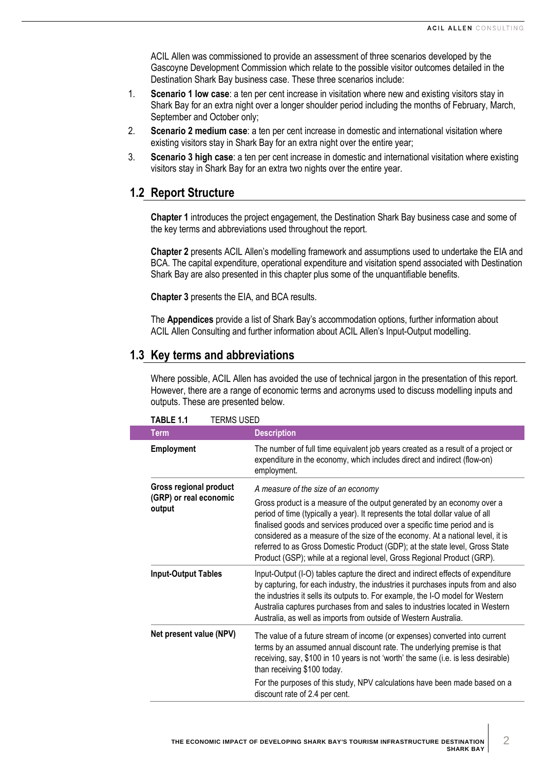ACIL Allen was commissioned to provide an assessment of three scenarios developed by the Gascoyne Development Commission which relate to the possible visitor outcomes detailed in the Destination Shark Bay business case. These three scenarios include:

1. **Scenario 1 low case**: a ten per cent increase in visitation where new and existing visitors stay in Shark Bay for an extra night over a longer shoulder period including the months of February, March, September and October only;
2. **Scenario 2 medium case**: a ten per cent increase in domestic and international visitation where existing visitors stay in Shark Bay for an extra night over the entire year;
3. **Scenario 3 high case**: a ten per cent increase in domestic and international visitation where existing visitors stay in Shark Bay for an extra two nights over the entire year.

## 1.2 Report Structure

**Chapter 1** introduces the project engagement, the Destination Shark Bay business case and some of the key terms and abbreviations used throughout the report.

**Chapter 2** presents ACIL Allen's modelling framework and assumptions used to undertake the EIA and BCA. The capital expenditure, operational expenditure and visitation spend associated with Destination Shark Bay are also presented in this chapter plus some of the unquantifiable benefits.

**Chapter 3** presents the EIA, and BCA results.

The **Appendices** provide a list of Shark Bay's accommodation options, further information about ACIL Allen Consulting and further information about ACIL Allen's Input-Output modelling.

## 1.3 Key terms and abbreviations

Where possible, ACIL Allen has avoided the use of technical jargon in the presentation of this report. However, there are a range of economic terms and acronyms used to discuss modelling inputs and outputs. These are presented below.

**TABLE 1.1** TERMS USED

| Term | Description |
|---|---|
| **Employment** | The number of full time equivalent job years created as a result of a project or expenditure in the economy, which includes direct and indirect (flow-on) employment. |
| **Gross regional product (GRP) or real economic output** | *A measure of the size of an economy* <br> Gross product is a measure of the output generated by an economy over a period of time (typically a year). It represents the total dollar value of all finalised goods and services produced over a specific time period and is considered as a measure of the size of the economy. At a national level, it is referred to as Gross Domestic Product (GDP); at the state level, Gross State Product (GSP); while at a regional level, Gross Regional Product (GRP). |
| **Input-Output Tables** | Input-Output (I-O) tables capture the direct and indirect effects of expenditure by capturing, for each industry, the industries it purchases inputs from and also the industries it sells its outputs to. For example, the I-O model for Western Australia captures purchases from and sales to industries located in Western Australia, as well as imports from outside of Western Australia. |
| **Net present value (NPV)** | The value of a future stream of income (or expenses) converted into current terms by an assumed annual discount rate. The underlying premise is that receiving, say, \$100 in 10 years is not 'worth' the same (i.e. is less desirable) than receiving \$100 today. <br> For the purposes of this study, NPV calculations have been made based on a discount rate of 2.4 per cent. |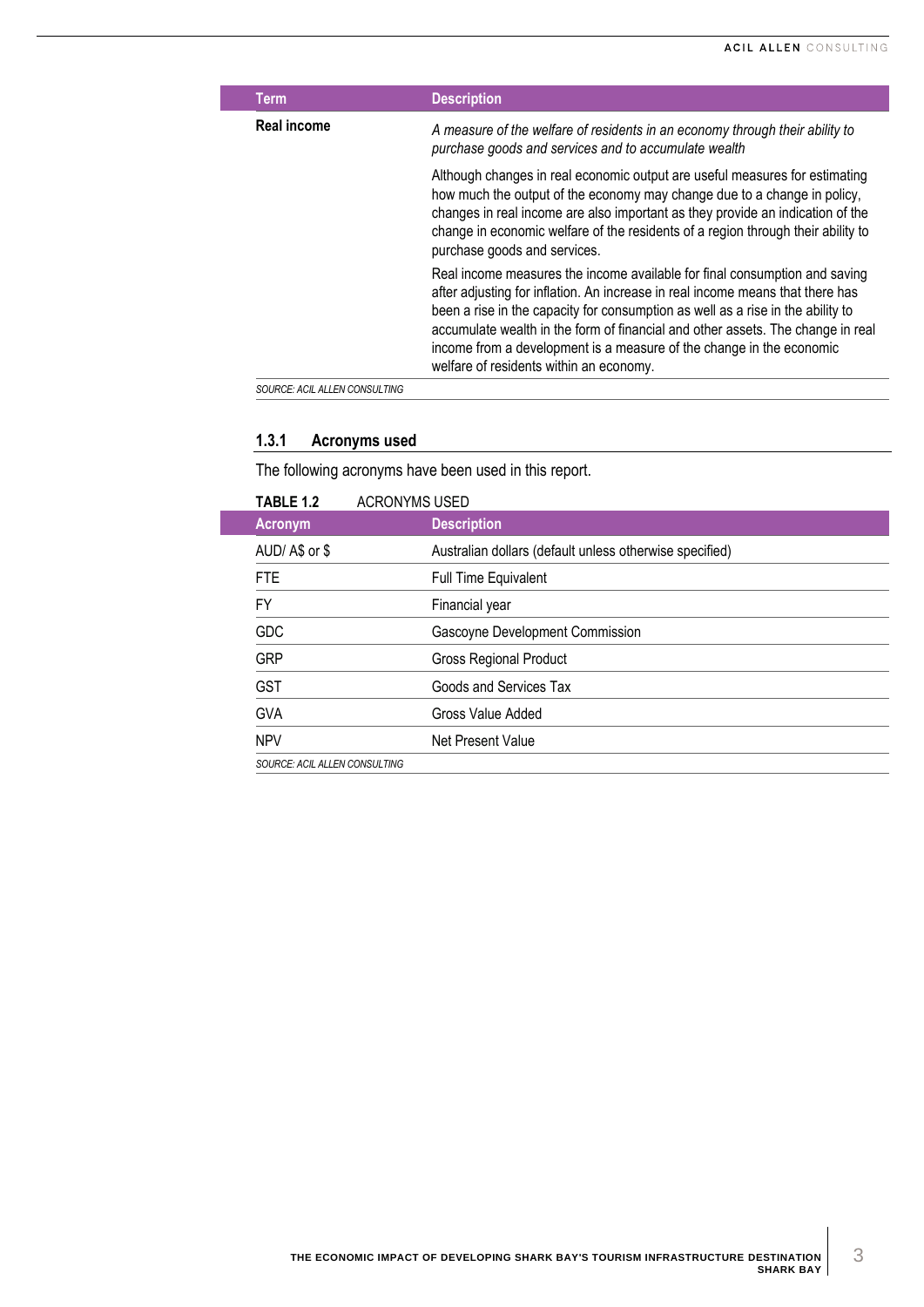| Term | Description |
|---|---|
| **Real income** | *A measure of the welfare of residents in an economy through their ability to purchase goods and services and to accumulate wealth*<br><br>Although changes in real economic output are useful measures for estimating how much the output of the economy may change due to a change in policy, changes in real income are also important as they provide an indication of the change in economic welfare of the residents of a region through their ability to purchase goods and services.<br><br>Real income measures the income available for final consumption and saving after adjusting for inflation. An increase in real income means that there has been a rise in the capacity for consumption as well as a rise in the ability to accumulate wealth in the form of financial and other assets. The change in real income from a development is a measure of the change in the economic welfare of residents within an economy. |

*SOURCE: ACIL ALLEN CONSULTING*

### 1.3.1 Acronyms used

The following acronyms have been used in this report.

**TABLE 1.2** ACRONYMS USED

| Acronym | Description |
|---|---|
| AUD/ A$ or $ | Australian dollars (default unless otherwise specified) |
| FTE | Full Time Equivalent |
| FY | Financial year |
| GDC | Gascoyne Development Commission |
| GRP | Gross Regional Product |
| GST | Goods and Services Tax |
| GVA | Gross Value Added |
| NPV | Net Present Value |

*SOURCE: ACIL ALLEN CONSULTING*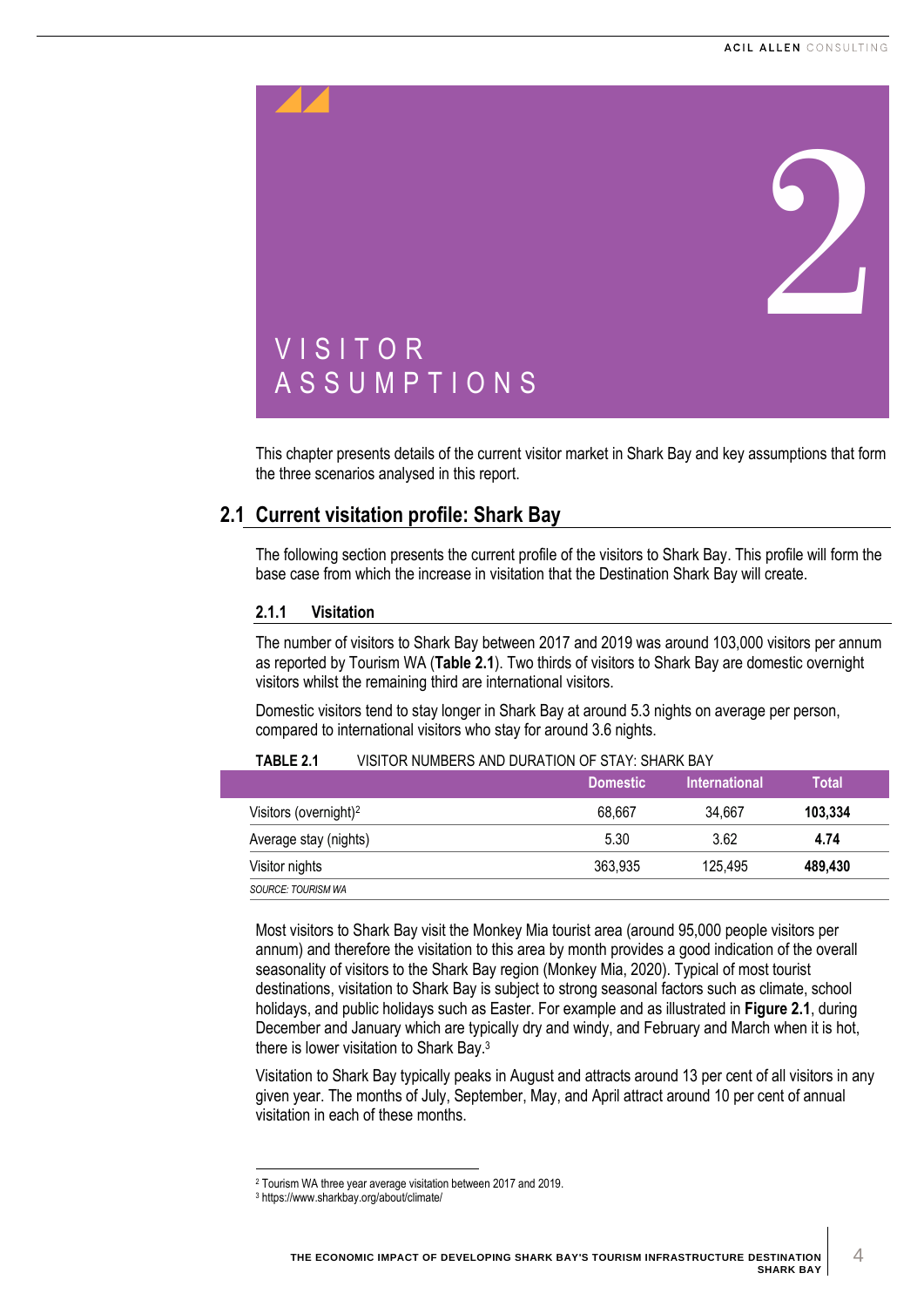# 2 VISITOR ASSUMPTIONS

This chapter presents details of the current visitor market in Shark Bay and key assumptions that form the three scenarios analysed in this report.

## 2.1 Current visitation profile: Shark Bay

The following section presents the current profile of the visitors to Shark Bay. This profile will form the base case from which the increase in visitation that the Destination Shark Bay will create.

### 2.1.1 Visitation

The number of visitors to Shark Bay between 2017 and 2019 was around 103,000 visitors per annum as reported by Tourism WA (**Table 2.1**). Two thirds of visitors to Shark Bay are domestic overnight visitors whilst the remaining third are international visitors.

Domestic visitors tend to stay longer in Shark Bay at around 5.3 nights on average per person, compared to international visitors who stay for around 3.6 nights.

**TABLE 2.1** VISITOR NUMBERS AND DURATION OF STAY: SHARK BAY

| | Domestic | International | Total |
|---|---|---|---|
| Visitors (overnight)[2] | 68,667 | 34,667 | **103,334** |
| Average stay (nights) | 5.30 | 3.62 | **4.74** |
| Visitor nights | 363,935 | 125,495 | **489,430** |

*SOURCE: TOURISM WA*

Most visitors to Shark Bay visit the Monkey Mia tourist area (around 95,000 people visitors per annum) and therefore the visitation to this area by month provides a good indication of the overall seasonality of visitors to the Shark Bay region (Monkey Mia, 2020). Typical of most tourist destinations, visitation to Shark Bay is subject to strong seasonal factors such as climate, school holidays, and public holidays such as Easter. For example and as illustrated in **Figure 2.1**, during December and January which are typically dry and windy, and February and March when it is hot, there is lower visitation to Shark Bay.[3]

Visitation to Shark Bay typically peaks in August and attracts around 13 per cent of all visitors in any given year. The months of July, September, May, and April attract around 10 per cent of annual visitation in each of these months.

---

[2] Tourism WA three year average visitation between 2017 and 2019.

[3] https://www.sharkbay.org/about/climate/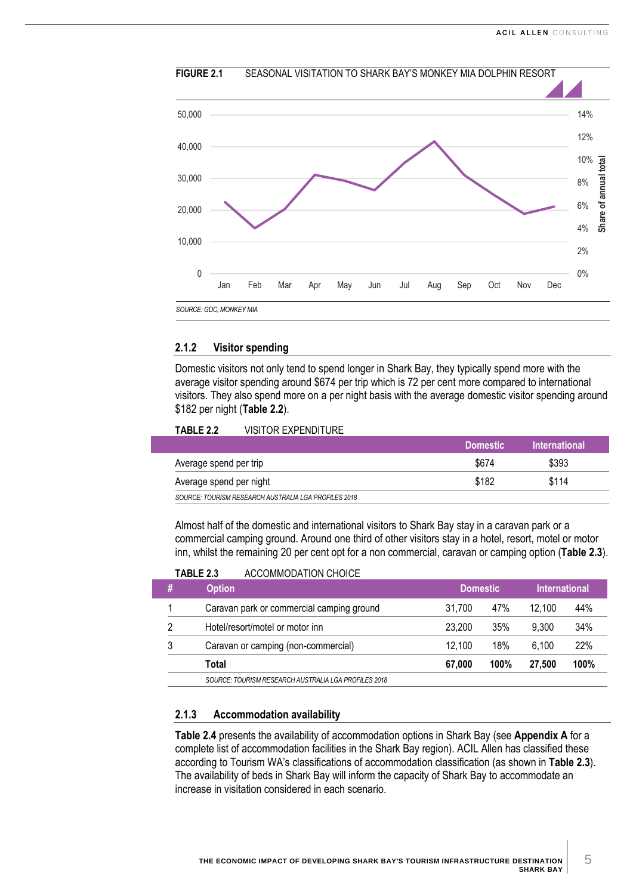**FIGURE 2.1** SEASONAL VISITATION TO SHARK BAY'S MONKEY MIA DOLPHIN RESORT

*SOURCE: GDC, MONKEY MIA*

### 2.1.2 Visitor spending

Domestic visitors not only tend to spend longer in Shark Bay, they typically spend more with the average visitor spending around $674 per trip which is 72 per cent more compared to international visitors. They also spend more on a per night basis with the average domestic visitor spending around $182 per night (**Table 2.2**).

**TABLE 2.2** VISITOR EXPENDITURE

| | Domestic | International |
|---|---|---|
| Average spend per trip | $674 | $393 |
| Average spend per night | $182 | $114 |

*SOURCE: TOURISM RESEARCH AUSTRALIA LGA PROFILES 2018*

Almost half of the domestic and international visitors to Shark Bay stay in a caravan park or a commercial camping ground. Around one third of other visitors stay in a hotel, resort, motel or motor inn, whilst the remaining 20 per cent opt for a non commercial, caravan or camping option (**Table 2.3**).

**TABLE 2.3** ACCOMMODATION CHOICE

| # | Option | Domestic | | International | |
|---|---|---|---|---|---|
| 1 | Caravan park or commercial camping ground | 31,700 | 47% | 12,100 | 44% |
| 2 | Hotel/resort/motel or motor inn | 23,200 | 35% | 9,300 | 34% |
| 3 | Caravan or camping (non-commercial) | 12,100 | 18% | 6,100 | 22% |
| | **Total** | **67,000** | **100%** | **27,500** | **100%** |

*SOURCE: TOURISM RESEARCH AUSTRALIA LGA PROFILES 2018*

### 2.1.3 Accommodation availability

**Table 2.4** presents the availability of accommodation options in Shark Bay (see **Appendix A** for a complete list of accommodation facilities in the Shark Bay region). ACIL Allen has classified these according to Tourism WA's classifications of accommodation classification (as shown in **Table 2.3**). The availability of beds in Shark Bay will inform the capacity of Shark Bay to accommodate an increase in visitation considered in each scenario.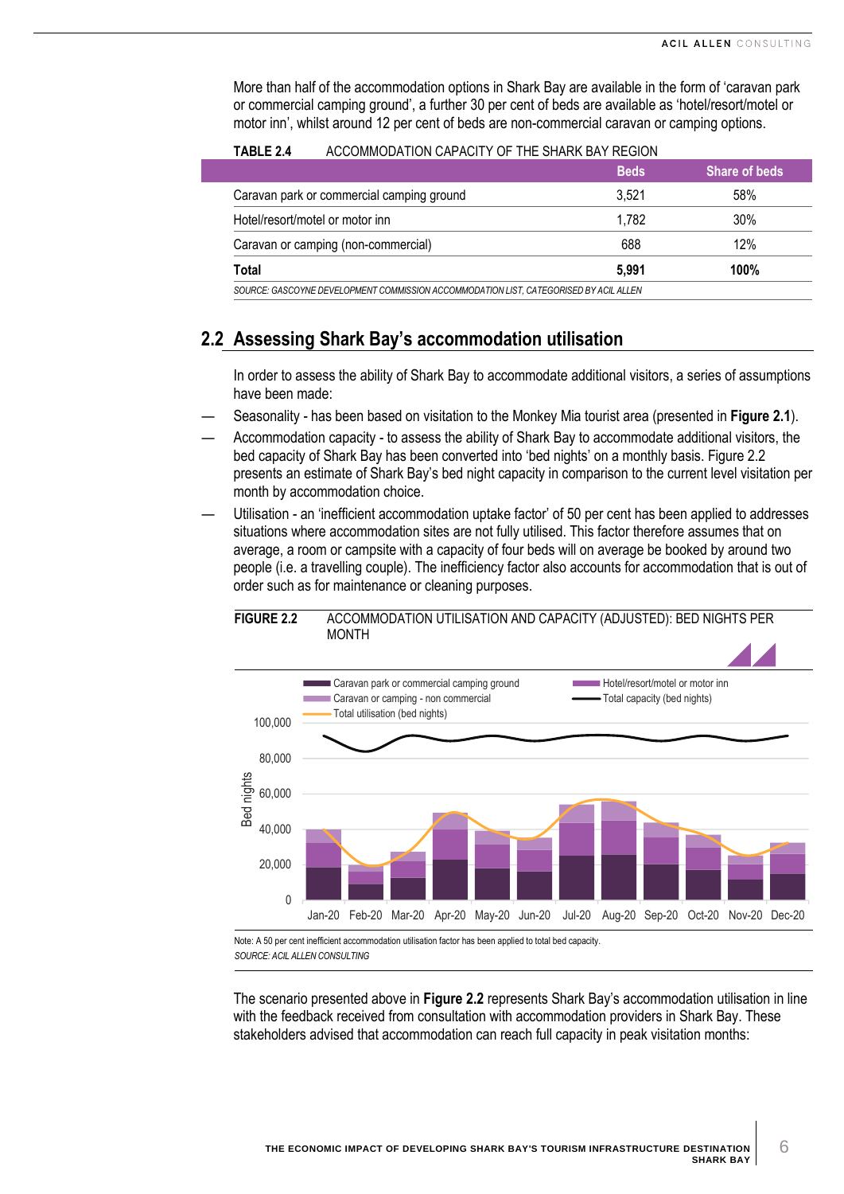More than half of the accommodation options in Shark Bay are available in the form of 'caravan park or commercial camping ground', a further 30 per cent of beds are available as 'hotel/resort/motel or motor inn', whilst around 12 per cent of beds are non-commercial caravan or camping options.

**TABLE 2.4** ACCOMMODATION CAPACITY OF THE SHARK BAY REGION

| | Beds | Share of beds |
|---|---|---|
| Caravan park or commercial camping ground | 3,521 | 58% |
| Hotel/resort/motel or motor inn | 1,782 | 30% |
| Caravan or camping (non-commercial) | 688 | 12% |
| **Total** | **5,991** | **100%** |

*SOURCE: GASCOYNE DEVELOPMENT COMMISSION ACCOMMODATION LIST, CATEGORISED BY ACIL ALLEN*

## 2.2 Assessing Shark Bay's accommodation utilisation

In order to assess the ability of Shark Bay to accommodate additional visitors, a series of assumptions have been made:

— Seasonality - has been based on visitation to the Monkey Mia tourist area (presented in **Figure 2.1**).

— Accommodation capacity - to assess the ability of Shark Bay to accommodate additional visitors, the bed capacity of Shark Bay has been converted into 'bed nights' on a monthly basis. Figure 2.2 presents an estimate of Shark Bay's bed night capacity in comparison to the current level visitation per month by accommodation choice.

— Utilisation - an 'inefficient accommodation uptake factor' of 50 per cent has been applied to addresses situations where accommodation sites are not fully utilised. This factor therefore assumes that on average, a room or campsite with a capacity of four beds will on average be booked by around two people (i.e. a travelling couple). The inefficiency factor also accounts for accommodation that is out of order such as for maintenance or cleaning purposes.

**FIGURE 2.2** ACCOMMODATION UTILISATION AND CAPACITY (ADJUSTED): BED NIGHTS PER MONTH

Note: A 50 per cent inefficient accommodation utilisation factor has been applied to total bed capacity.

*SOURCE: ACIL ALLEN CONSULTING*

The scenario presented above in **Figure 2.2** represents Shark Bay's accommodation utilisation in line with the feedback received from consultation with accommodation providers in Shark Bay. These stakeholders advised that accommodation can reach full capacity in peak visitation months: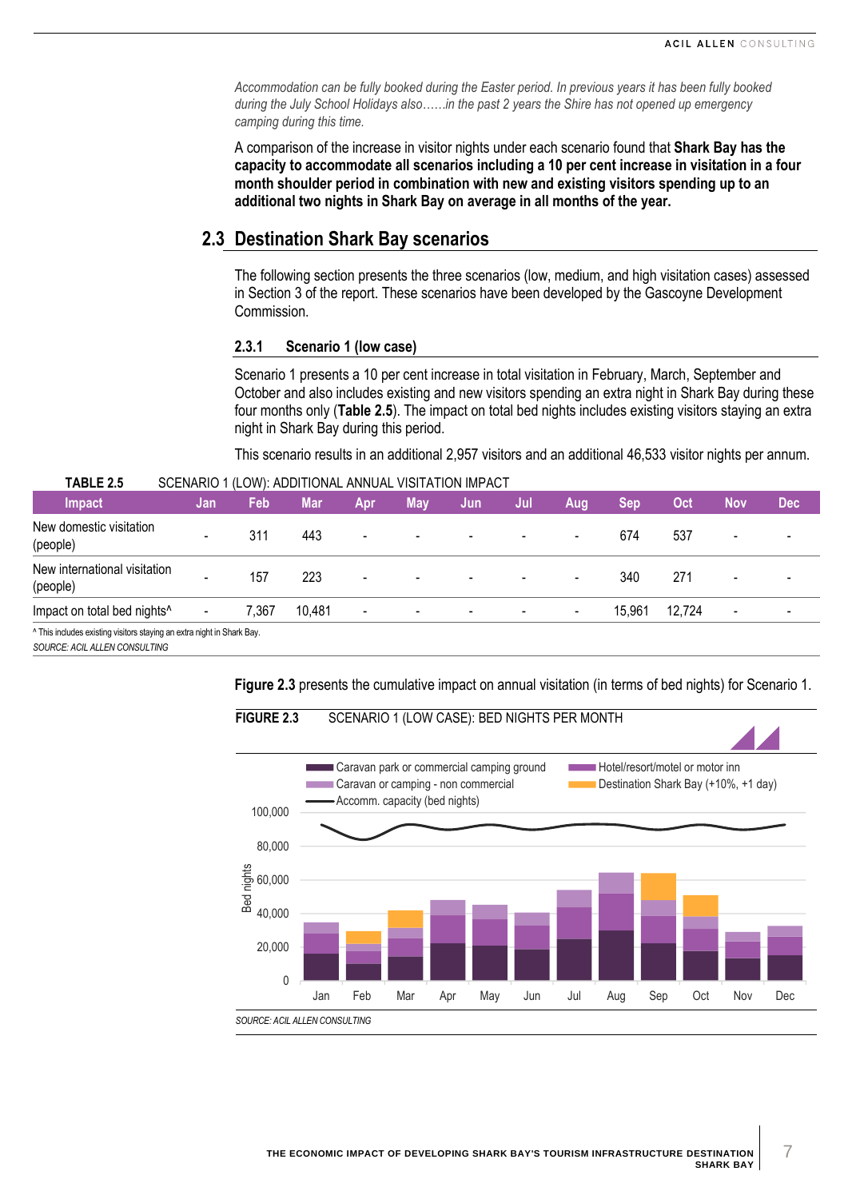*Accommodation can be fully booked during the Easter period. In previous years it has been fully booked during the July School Holidays also……in the past 2 years the Shire has not opened up emergency camping during this time.*

A comparison of the increase in visitor nights under each scenario found that **Shark Bay has the capacity to accommodate all scenarios including a 10 per cent increase in visitation in a four month shoulder period in combination with new and existing visitors spending up to an additional two nights in Shark Bay on average in all months of the year.**

## 2.3 Destination Shark Bay scenarios

The following section presents the three scenarios (low, medium, and high visitation cases) assessed in Section 3 of the report. These scenarios have been developed by the Gascoyne Development Commission.

### 2.3.1 Scenario 1 (low case)

Scenario 1 presents a 10 per cent increase in total visitation in February, March, September and October and also includes existing and new visitors spending an extra night in Shark Bay during these four months only (**Table 2.5**). The impact on total bed nights includes existing visitors staying an extra night in Shark Bay during this period.

This scenario results in an additional 2,957 visitors and an additional 46,533 visitor nights per annum.

**TABLE 2.5** SCENARIO 1 (LOW): ADDITIONAL ANNUAL VISITATION IMPACT

| Impact | Jan | Feb | Mar | Apr | May | Jun | Jul | Aug | Sep | Oct | Nov | Dec |
|---|---|---|---|---|---|---|---|---|---|---|---|---|
| New domestic visitation (people) | - | 311 | 443 | - | - | - | - | - | 674 | 537 | - | - |
| New international visitation (people) | - | 157 | 223 | - | - | - | - | - | 340 | 271 | - | - |
| Impact on total bed nights^ | - | 7,367 | 10,481 | - | - | - | - | - | 15,961 | 12,724 | - | - |

^ This includes existing visitors staying an extra night in Shark Bay.

*SOURCE: ACIL ALLEN CONSULTING*

**Figure 2.3** presents the cumulative impact on annual visitation (in terms of bed nights) for Scenario 1.

**FIGURE 2.3** SCENARIO 1 (LOW CASE): BED NIGHTS PER MONTH

*SOURCE: ACIL ALLEN CONSULTING*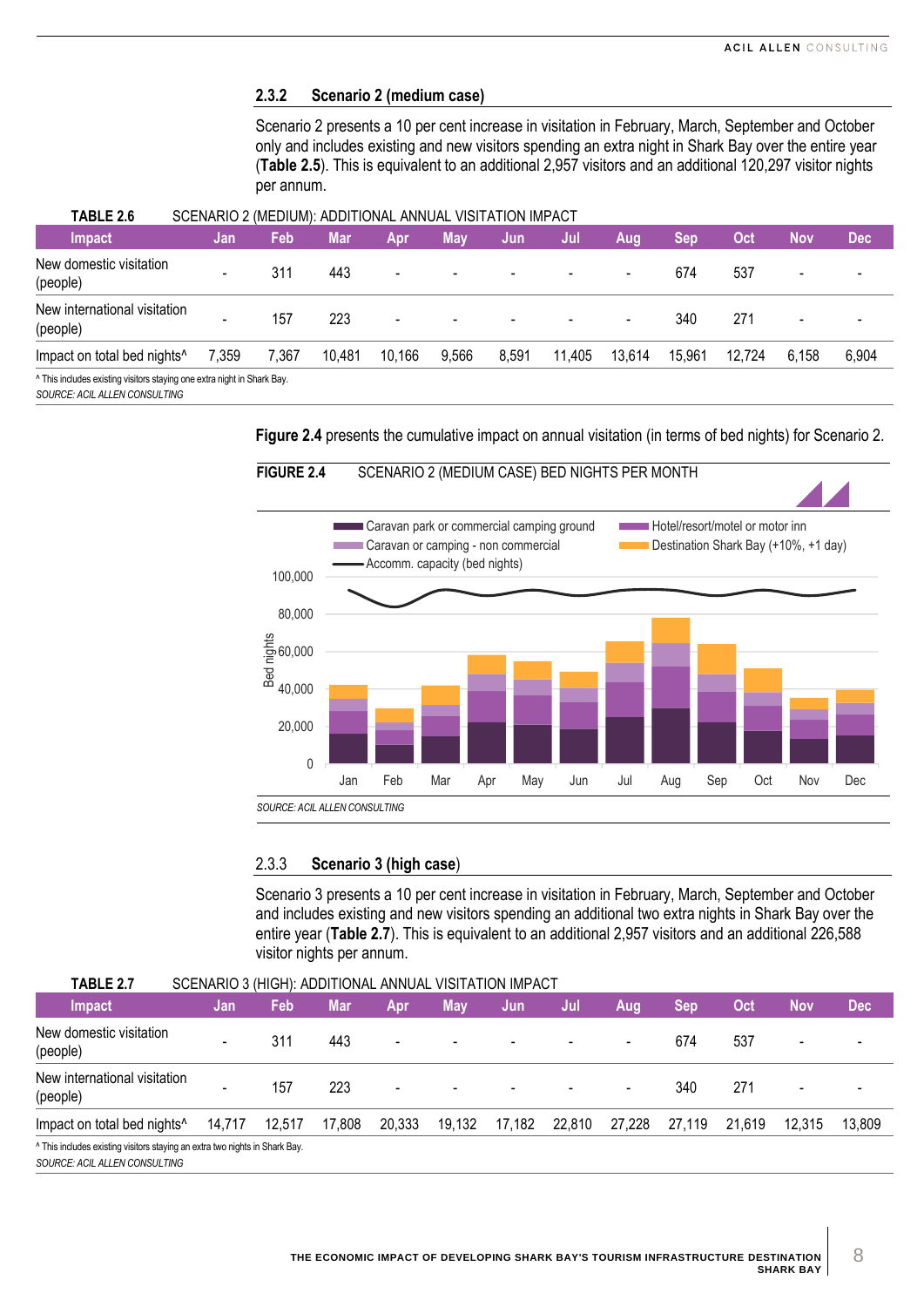### 2.3.2 Scenario 2 (medium case)

Scenario 2 presents a 10 per cent increase in visitation in February, March, September and October only and includes existing and new visitors spending an extra night in Shark Bay over the entire year (**Table 2.5**). This is equivalent to an additional 2,957 visitors and an additional 120,297 visitor nights per annum.

**TABLE 2.6** SCENARIO 2 (MEDIUM): ADDITIONAL ANNUAL VISITATION IMPACT

| Impact | Jan | Feb | Mar | Apr | May | Jun | Jul | Aug | Sep | Oct | Nov | Dec |
|---|---|---|---|---|---|---|---|---|---|---|---|---|
| New domestic visitation (people) | - | 311 | 443 | - | - | - | - | - | 674 | 537 | - | - |
| New international visitation (people) | - | 157 | 223 | - | - | - | - | - | 340 | 271 | - | - |
| Impact on total bed nights^ | 7,359 | 7,367 | 10,481 | 10,166 | 9,566 | 8,591 | 11,405 | 13,614 | 15,961 | 12,724 | 6,158 | 6,904 |

^ This includes existing visitors staying one extra night in Shark Bay.
*SOURCE: ACIL ALLEN CONSULTING*

**Figure 2.4** presents the cumulative impact on annual visitation (in terms of bed nights) for Scenario 2.

**FIGURE 2.4** SCENARIO 2 (MEDIUM CASE) BED NIGHTS PER MONTH

*SOURCE: ACIL ALLEN CONSULTING*

### 2.3.3 Scenario 3 (high case)

Scenario 3 presents a 10 per cent increase in visitation in February, March, September and October and includes existing and new visitors spending an additional two extra nights in Shark Bay over the entire year (**Table 2.7**). This is equivalent to an additional 2,957 visitors and an additional 226,588 visitor nights per annum.

**TABLE 2.7** SCENARIO 3 (HIGH): ADDITIONAL ANNUAL VISITATION IMPACT

| Impact | Jan | Feb | Mar | Apr | May | Jun | Jul | Aug | Sep | Oct | Nov | Dec |
|---|---|---|---|---|---|---|---|---|---|---|---|---|
| New domestic visitation (people) | - | 311 | 443 | - | - | - | - | - | 674 | 537 | - | - |
| New international visitation (people) | - | 157 | 223 | - | - | - | - | - | 340 | 271 | - | - |
| Impact on total bed nights^ | 14,717 | 12,517 | 17,808 | 20,333 | 19,132 | 17,182 | 22,810 | 27,228 | 27,119 | 21,619 | 12,315 | 13,809 |

^ This includes existing visitors staying an extra two nights in Shark Bay.
*SOURCE: ACIL ALLEN CONSULTING*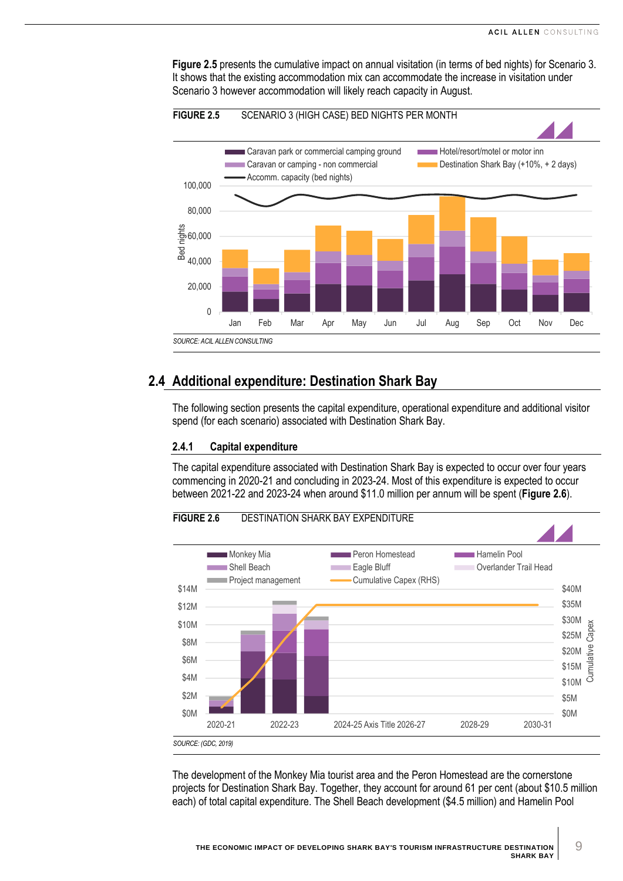**Figure 2.5** presents the cumulative impact on annual visitation (in terms of bed nights) for Scenario 3. It shows that the existing accommodation mix can accommodate the increase in visitation under Scenario 3 however accommodation will likely reach capacity in August.

**FIGURE 2.5** SCENARIO 3 (HIGH CASE) BED NIGHTS PER MONTH

SOURCE: ACIL ALLEN CONSULTING

## 2.4 Additional expenditure: Destination Shark Bay

The following section presents the capital expenditure, operational expenditure and additional visitor spend (for each scenario) associated with Destination Shark Bay.

### 2.4.1 Capital expenditure

The capital expenditure associated with Destination Shark Bay is expected to occur over four years commencing in 2020-21 and concluding in 2023-24. Most of this expenditure is expected to occur between 2021-22 and 2023-24 when around $11.0 million per annum will be spent (**Figure 2.6**).

**FIGURE 2.6** DESTINATION SHARK BAY EXPENDITURE

SOURCE: (GDC, 2019)

The development of the Monkey Mia tourist area and the Peron Homestead are the cornerstone projects for Destination Shark Bay. Together, they account for around 61 per cent (about $10.5 million each) of total capital expenditure. The Shell Beach development ($4.5 million) and Hamelin Pool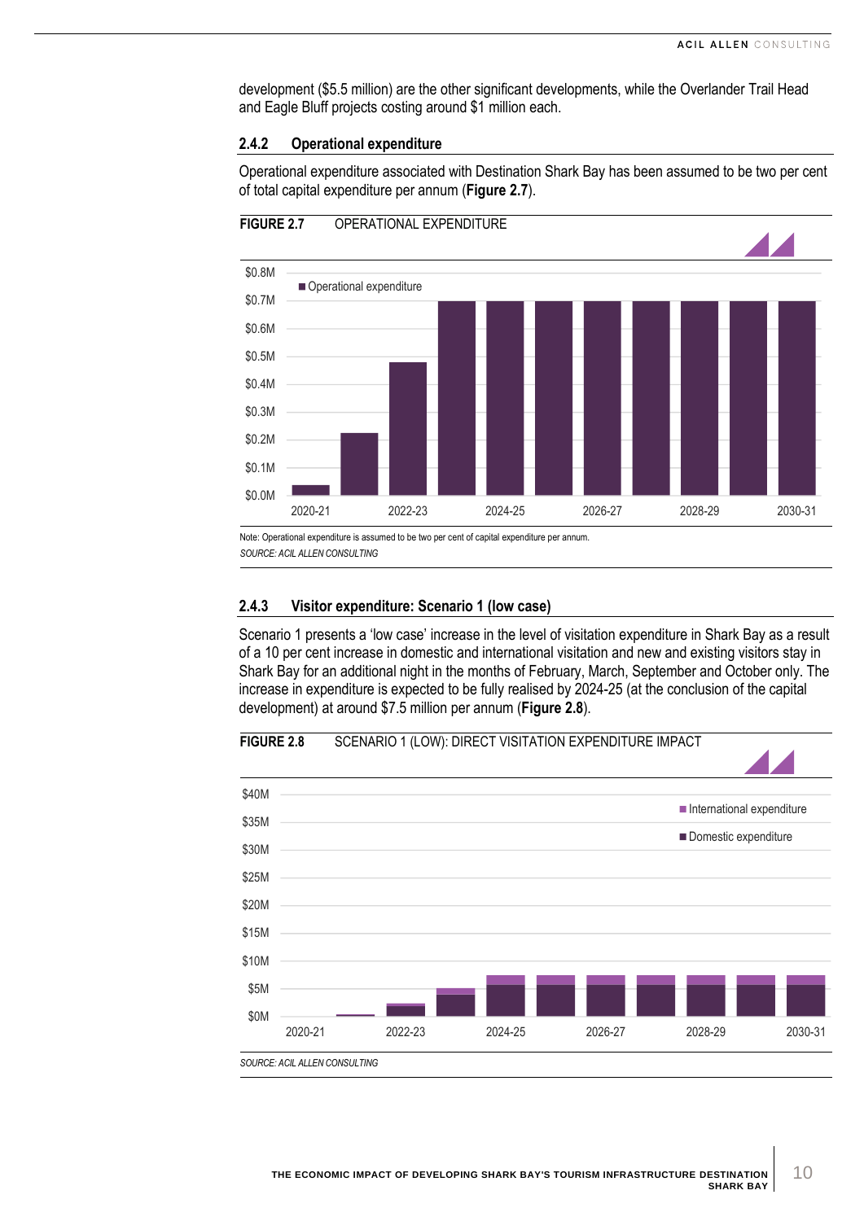development ($5.5 million) are the other significant developments, while the Overlander Trail Head and Eagle Bluff projects costing around $1 million each.

### 2.4.2 Operational expenditure

Operational expenditure associated with Destination Shark Bay has been assumed to be two per cent of total capital expenditure per annum (**Figure 2.7**).

**FIGURE 2.7** OPERATIONAL EXPENDITURE

Note: Operational expenditure is assumed to be two per cent of capital expenditure per annum.

*SOURCE: ACIL ALLEN CONSULTING*

### 2.4.3 Visitor expenditure: Scenario 1 (low case)

Scenario 1 presents a 'low case' increase in the level of visitation expenditure in Shark Bay as a result of a 10 per cent increase in domestic and international visitation and new and existing visitors stay in Shark Bay for an additional night in the months of February, March, September and October only. The increase in expenditure is expected to be fully realised by 2024-25 (at the conclusion of the capital development) at around $7.5 million per annum (**Figure 2.8**).

**FIGURE 2.8** SCENARIO 1 (LOW): DIRECT VISITATION EXPENDITURE IMPACT

*SOURCE: ACIL ALLEN CONSULTING*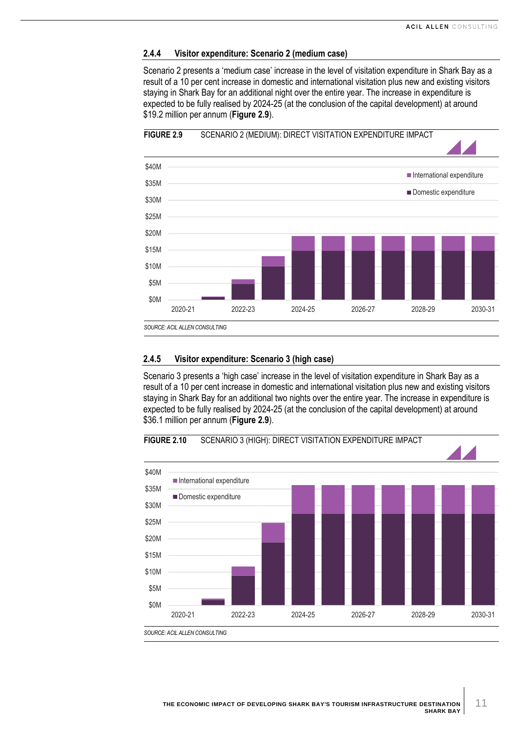### 2.4.4 Visitor expenditure: Scenario 2 (medium case)

Scenario 2 presents a 'medium case' increase in the level of visitation expenditure in Shark Bay as a result of a 10 per cent increase in domestic and international visitation plus new and existing visitors staying in Shark Bay for an additional night over the entire year. The increase in expenditure is expected to be fully realised by 2024-25 (at the conclusion of the capital development) at around $19.2 million per annum (**Figure 2.9**).

**FIGURE 2.9** SCENARIO 2 (MEDIUM): DIRECT VISITATION EXPENDITURE IMPACT

SOURCE: ACIL ALLEN CONSULTING

### 2.4.5 Visitor expenditure: Scenario 3 (high case)

Scenario 3 presents a 'high case' increase in the level of visitation expenditure in Shark Bay as a result of a 10 per cent increase in domestic and international visitation plus new and existing visitors staying in Shark Bay for an additional two nights over the entire year. The increase in expenditure is expected to be fully realised by 2024-25 (at the conclusion of the capital development) at around $36.1 million per annum (**Figure 2.9**).

**FIGURE 2.10** SCENARIO 3 (HIGH): DIRECT VISITATION EXPENDITURE IMPACT

SOURCE: ACIL ALLEN CONSULTING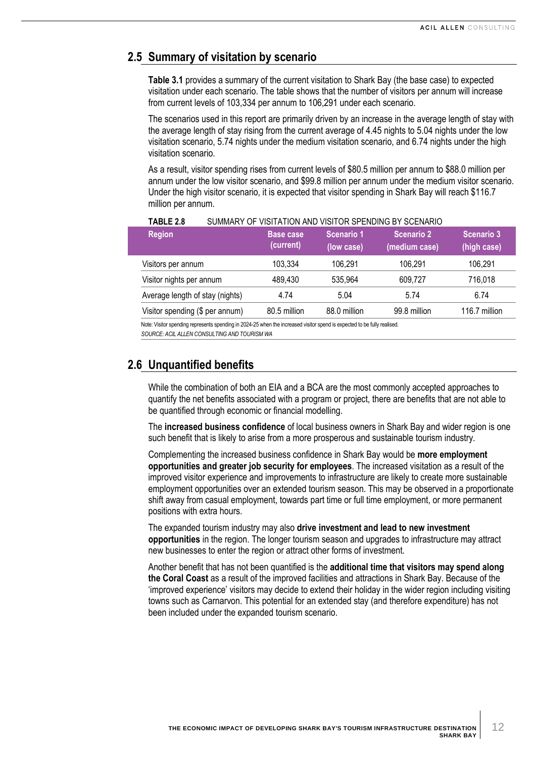## 2.5 Summary of visitation by scenario

**Table 3.1** provides a summary of the current visitation to Shark Bay (the base case) to expected visitation under each scenario. The table shows that the number of visitors per annum will increase from current levels of 103,334 per annum to 106,291 under each scenario.

The scenarios used in this report are primarily driven by an increase in the average length of stay with the average length of stay rising from the current average of 4.45 nights to 5.04 nights under the low visitation scenario, 5.74 nights under the medium visitation scenario, and 6.74 nights under the high visitation scenario.

As a result, visitor spending rises from current levels of $80.5 million per annum to $88.0 million per annum under the low visitor scenario, and $99.8 million per annum under the medium visitor scenario. Under the high visitor scenario, it is expected that visitor spending in Shark Bay will reach $116.7 million per annum.

**TABLE 2.8** SUMMARY OF VISITATION AND VISITOR SPENDING BY SCENARIO

| Region | Base case (current) | Scenario 1 (low case) | Scenario 2 (medium case) | Scenario 3 (high case) |
|---|---|---|---|---|
| Visitors per annum | 103,334 | 106,291 | 106,291 | 106,291 |
| Visitor nights per annum | 489,430 | 535,964 | 609,727 | 716,018 |
| Average length of stay (nights) | 4.74 | 5.04 | 5.74 | 6.74 |
| Visitor spending ($ per annum) | 80.5 million | 88.0 million | 99.8 million | 116.7 million |

Note: Visitor spending represents spending in 2024-25 when the increased visitor spend is expected to be fully realised.

*SOURCE: ACIL ALLEN CONSULTING AND TOURISM WA*

## 2.6 Unquantified benefits

While the combination of both an EIA and a BCA are the most commonly accepted approaches to quantify the net benefits associated with a program or project, there are benefits that are not able to be quantified through economic or financial modelling.

The **increased business confidence** of local business owners in Shark Bay and wider region is one such benefit that is likely to arise from a more prosperous and sustainable tourism industry.

Complementing the increased business confidence in Shark Bay would be **more employment opportunities and greater job security for employees**. The increased visitation as a result of the improved visitor experience and improvements to infrastructure are likely to create more sustainable employment opportunities over an extended tourism season. This may be observed in a proportionate shift away from casual employment, towards part time or full time employment, or more permanent positions with extra hours.

The expanded tourism industry may also **drive investment and lead to new investment opportunities** in the region. The longer tourism season and upgrades to infrastructure may attract new businesses to enter the region or attract other forms of investment.

Another benefit that has not been quantified is the **additional time that visitors may spend along the Coral Coast** as a result of the improved facilities and attractions in Shark Bay. Because of the 'improved experience' visitors may decide to extend their holiday in the wider region including visiting towns such as Carnarvon. This potential for an extended stay (and therefore expenditure) has not been included under the expanded tourism scenario.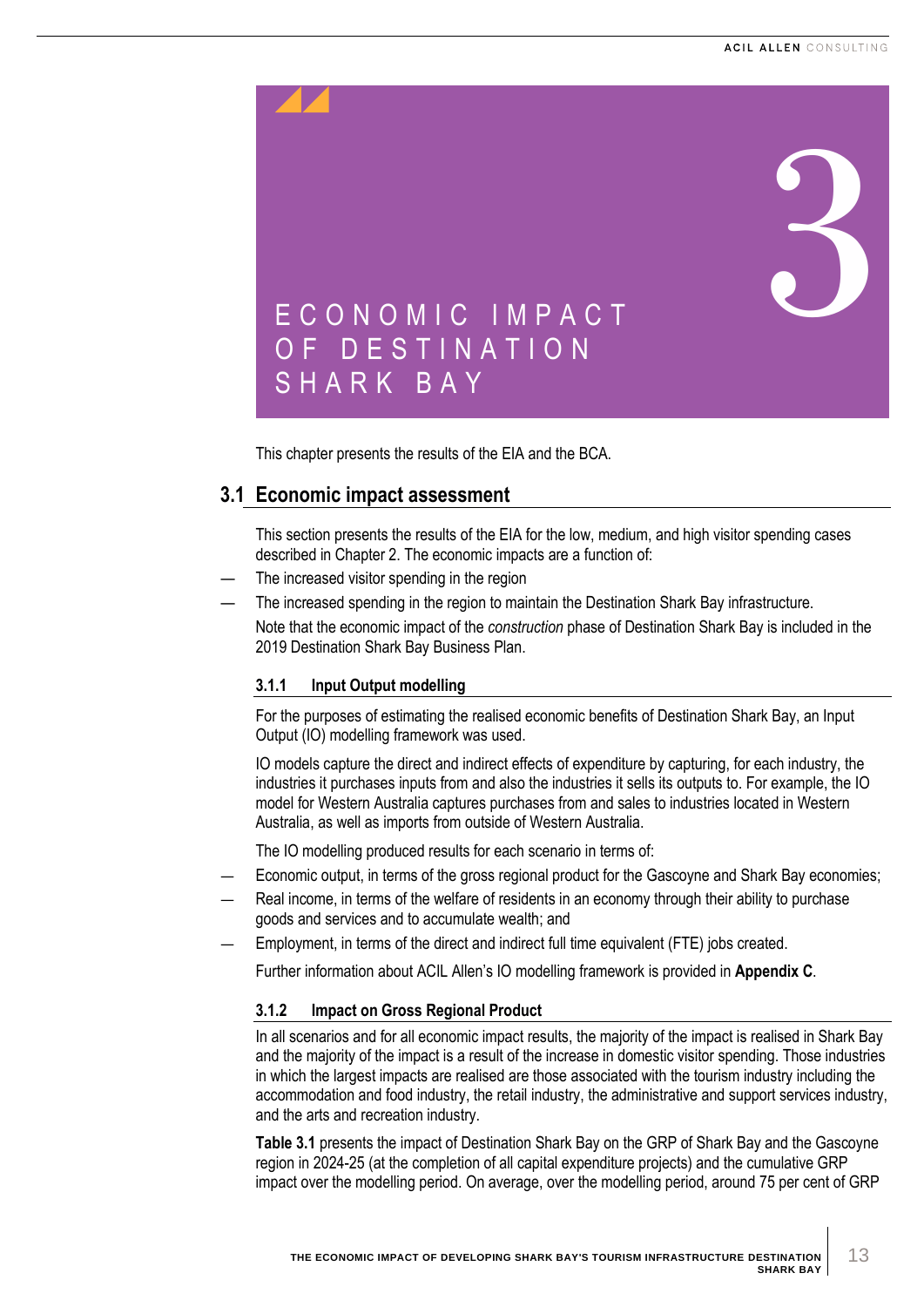# 3 ECONOMIC IMPACT OF DESTINATION SHARK BAY

This chapter presents the results of the EIA and the BCA.

## 3.1 Economic impact assessment

This section presents the results of the EIA for the low, medium, and high visitor spending cases described in Chapter 2. The economic impacts are a function of:

- The increased visitor spending in the region
- The increased spending in the region to maintain the Destination Shark Bay infrastructure.

Note that the economic impact of the *construction* phase of Destination Shark Bay is included in the 2019 Destination Shark Bay Business Plan.

### 3.1.1 Input Output modelling

For the purposes of estimating the realised economic benefits of Destination Shark Bay, an Input Output (IO) modelling framework was used.

IO models capture the direct and indirect effects of expenditure by capturing, for each industry, the industries it purchases inputs from and also the industries it sells its outputs to. For example, the IO model for Western Australia captures purchases from and sales to industries located in Western Australia, as well as imports from outside of Western Australia.

The IO modelling produced results for each scenario in terms of:

- Economic output, in terms of the gross regional product for the Gascoyne and Shark Bay economies;
- Real income, in terms of the welfare of residents in an economy through their ability to purchase goods and services and to accumulate wealth; and
- Employment, in terms of the direct and indirect full time equivalent (FTE) jobs created.

Further information about ACIL Allen's IO modelling framework is provided in **Appendix C**.

### 3.1.2 Impact on Gross Regional Product

In all scenarios and for all economic impact results, the majority of the impact is realised in Shark Bay and the majority of the impact is a result of the increase in domestic visitor spending. Those industries in which the largest impacts are realised are those associated with the tourism industry including the accommodation and food industry, the retail industry, the administrative and support services industry, and the arts and recreation industry.

**Table 3.1** presents the impact of Destination Shark Bay on the GRP of Shark Bay and the Gascoyne region in 2024-25 (at the completion of all capital expenditure projects) and the cumulative GRP impact over the modelling period. On average, over the modelling period, around 75 per cent of GRP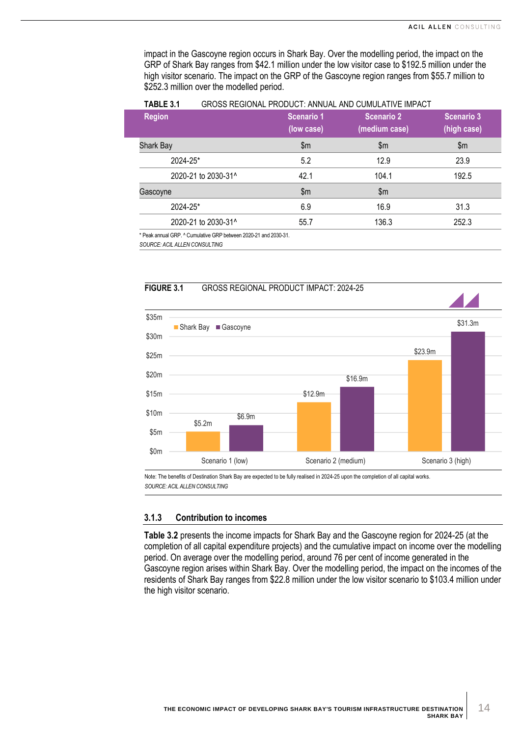impact in the Gascoyne region occurs in Shark Bay. Over the modelling period, the impact on the GRP of Shark Bay ranges from $42.1 million under the low visitor case to $192.5 million under the high visitor scenario. The impact on the GRP of the Gascoyne region ranges from $55.7 million to $252.3 million over the modelled period.

**TABLE 3.1** GROSS REGIONAL PRODUCT: ANNUAL AND CUMULATIVE IMPACT

| Region | Scenario 1 (low case) | Scenario 2 (medium case) | Scenario 3 (high case) |
|---|---|---|---|
| Shark Bay | $m | $m | $m |
| 2024-25* | 5.2 | 12.9 | 23.9 |
| 2020-21 to 2030-31^ | 42.1 | 104.1 | 192.5 |
| Gascoyne | $m | $m | |
| 2024-25* | 6.9 | 16.9 | 31.3 |
| 2020-21 to 2030-31^ | 55.7 | 136.3 | 252.3 |

\* Peak annual GRP. ^ Cumulative GRP between 2020-21 and 2030-31.

*SOURCE: ACIL ALLEN CONSULTING*

**FIGURE 3.1** GROSS REGIONAL PRODUCT IMPACT: 2024-25

| | Shark Bay | Gascoyne |
|---|---|---|
| Scenario 1 (low) | $5.2m | $6.9m |
| Scenario 2 (medium) | $12.9m | $16.9m |
| Scenario 3 (high) | $23.9m | $31.3m |

Note: The benefits of Destination Shark Bay are expected to be fully realised in 2024-25 upon the completion of all capital works.

*SOURCE: ACIL ALLEN CONSULTING*

### 3.1.3 Contribution to incomes

**Table 3.2** presents the income impacts for Shark Bay and the Gascoyne region for 2024-25 (at the completion of all capital expenditure projects) and the cumulative impact on income over the modelling period. On average over the modelling period, around 76 per cent of income generated in the Gascoyne region arises within Shark Bay. Over the modelling period, the impact on the incomes of the residents of Shark Bay ranges from $22.8 million under the low visitor scenario to $103.4 million under the high visitor scenario.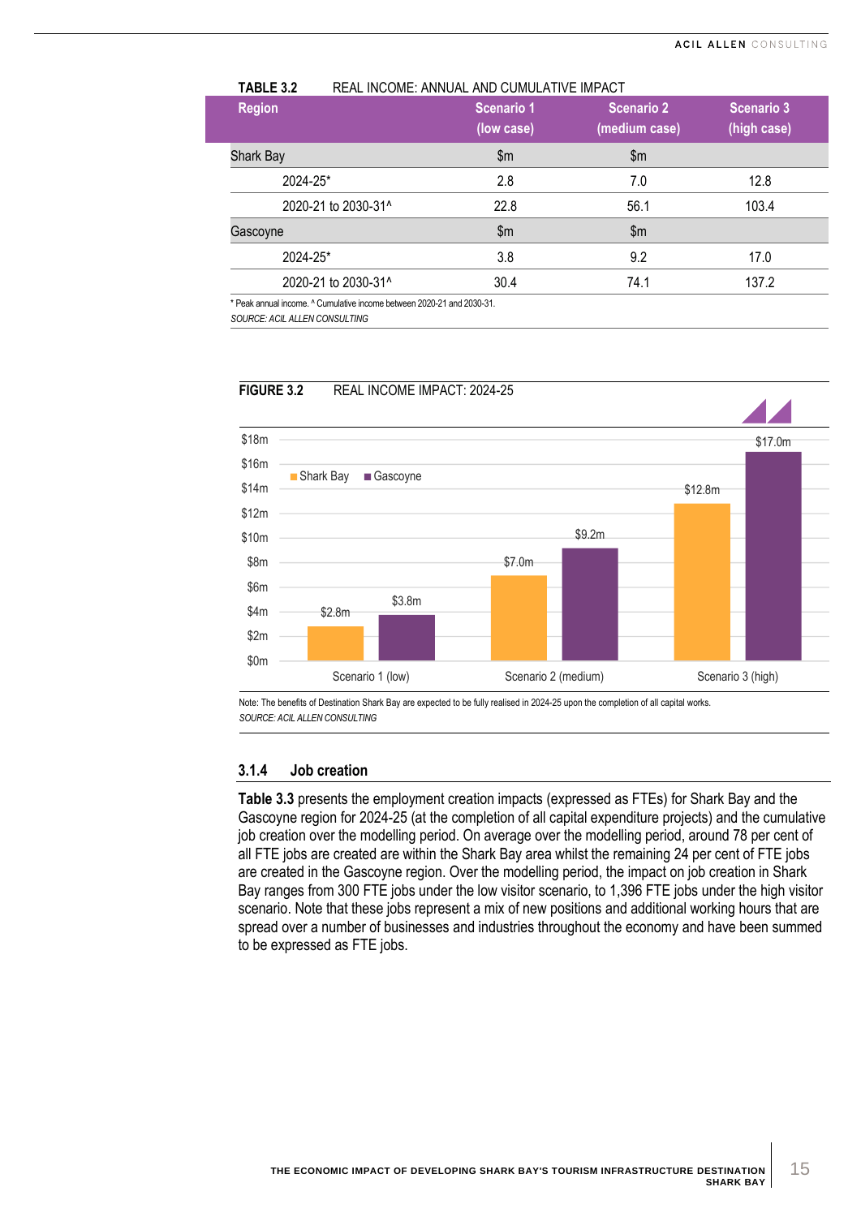**TABLE 3.2** REAL INCOME: ANNUAL AND CUMULATIVE IMPACT

| Region | Scenario 1 (low case) | Scenario 2 (medium case) | Scenario 3 (high case) |
|---|---|---|---|
| Shark Bay | $m | $m | |
| 2024-25* | 2.8 | 7.0 | 12.8 |
| 2020-21 to 2030-31^ | 22.8 | 56.1 | 103.4 |
| Gascoyne | $m | $m | |
| 2024-25* | 3.8 | 9.2 | 17.0 |
| 2020-21 to 2030-31^ | 30.4 | 74.1 | 137.2 |

* Peak annual income. ^ Cumulative income between 2020-21 and 2030-31.

*SOURCE: ACIL ALLEN CONSULTING*

**FIGURE 3.2** REAL INCOME IMPACT: 2024-25

| | Shark Bay | Gascoyne |
|---|---|---|
| Scenario 1 (low) | $2.8m | $3.8m |
| Scenario 2 (medium) | $7.0m | $9.2m |
| Scenario 3 (high) | $12.8m | $17.0m |

Note: The benefits of Destination Shark Bay are expected to be fully realised in 2024-25 upon the completion of all capital works.

*SOURCE: ACIL ALLEN CONSULTING*

### 3.1.4 Job creation

**Table 3.3** presents the employment creation impacts (expressed as FTEs) for Shark Bay and the Gascoyne region for 2024-25 (at the completion of all capital expenditure projects) and the cumulative job creation over the modelling period. On average over the modelling period, around 78 per cent of all FTE jobs are created are within the Shark Bay area whilst the remaining 24 per cent of FTE jobs are created in the Gascoyne region. Over the modelling period, the impact on job creation in Shark Bay ranges from 300 FTE jobs under the low visitor scenario, to 1,396 FTE jobs under the high visitor scenario. Note that these jobs represent a mix of new positions and additional working hours that are spread over a number of businesses and industries throughout the economy and have been summed to be expressed as FTE jobs.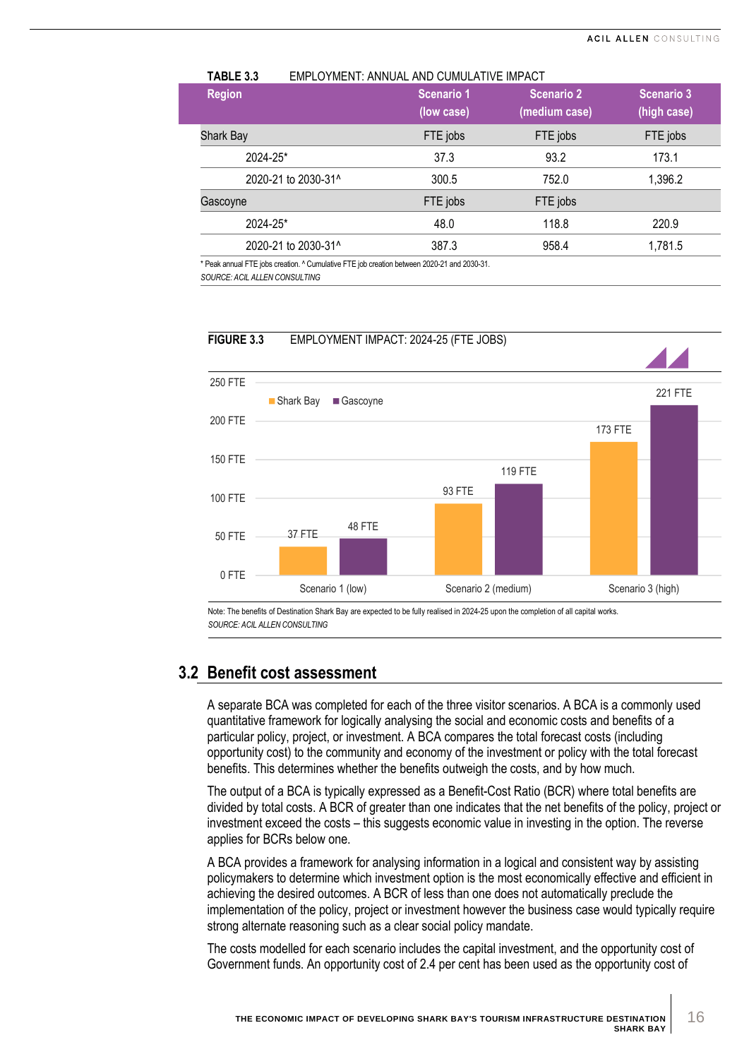**TABLE 3.3** EMPLOYMENT: ANNUAL AND CUMULATIVE IMPACT

| Region | Scenario 1 (low case) | Scenario 2 (medium case) | Scenario 3 (high case) |
|---|---|---|---|
| Shark Bay | FTE jobs | FTE jobs | FTE jobs |
| 2024-25* | 37.3 | 93.2 | 173.1 |
| 2020-21 to 2030-31^ | 300.5 | 752.0 | 1,396.2 |
| Gascoyne | FTE jobs | FTE jobs | |
| 2024-25* | 48.0 | 118.8 | 220.9 |
| 2020-21 to 2030-31^ | 387.3 | 958.4 | 1,781.5 |

\* Peak annual FTE jobs creation. ^ Cumulative FTE job creation between 2020-21 and 2030-31.

*SOURCE: ACIL ALLEN CONSULTING*

**FIGURE 3.3** EMPLOYMENT IMPACT: 2024-25 (FTE JOBS)

| | Shark Bay | Gascoyne |
|---|---|---|
| Scenario 1 (low) | 37 FTE | 48 FTE |
| Scenario 2 (medium) | 93 FTE | 119 FTE |
| Scenario 3 (high) | 173 FTE | 221 FTE |

Note: The benefits of Destination Shark Bay are expected to be fully realised in 2024-25 upon the completion of all capital works.

*SOURCE: ACIL ALLEN CONSULTING*

## 3.2 Benefit cost assessment

A separate BCA was completed for each of the three visitor scenarios. A BCA is a commonly used quantitative framework for logically analysing the social and economic costs and benefits of a particular policy, project, or investment. A BCA compares the total forecast costs (including opportunity cost) to the community and economy of the investment or policy with the total forecast benefits. This determines whether the benefits outweigh the costs, and by how much.

The output of a BCA is typically expressed as a Benefit-Cost Ratio (BCR) where total benefits are divided by total costs. A BCR of greater than one indicates that the net benefits of the policy, project or investment exceed the costs – this suggests economic value in investing in the option. The reverse applies for BCRs below one.

A BCA provides a framework for analysing information in a logical and consistent way by assisting policymakers to determine which investment option is the most economically effective and efficient in achieving the desired outcomes. A BCR of less than one does not automatically preclude the implementation of the policy, project or investment however the business case would typically require strong alternate reasoning such as a clear social policy mandate.

The costs modelled for each scenario includes the capital investment, and the opportunity cost of Government funds. An opportunity cost of 2.4 per cent has been used as the opportunity cost of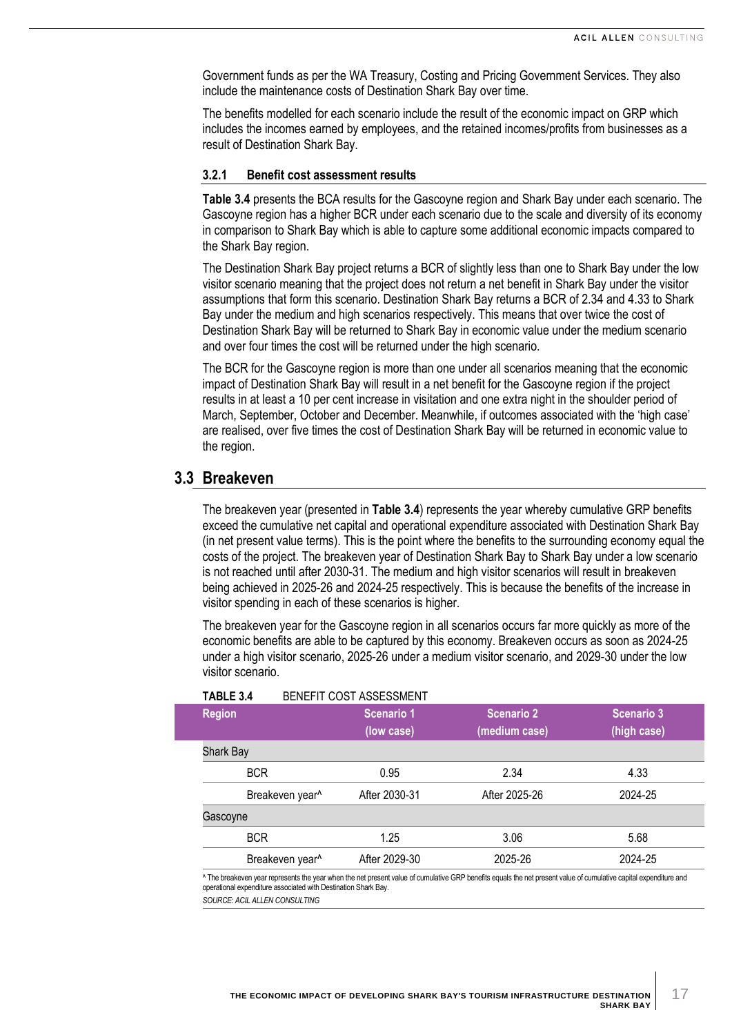Government funds as per the WA Treasury, Costing and Pricing Government Services. They also include the maintenance costs of Destination Shark Bay over time.

The benefits modelled for each scenario include the result of the economic impact on GRP which includes the incomes earned by employees, and the retained incomes/profits from businesses as a result of Destination Shark Bay.

### 3.2.1 Benefit cost assessment results

**Table 3.4** presents the BCA results for the Gascoyne region and Shark Bay under each scenario. The Gascoyne region has a higher BCR under each scenario due to the scale and diversity of its economy in comparison to Shark Bay which is able to capture some additional economic impacts compared to the Shark Bay region.

The Destination Shark Bay project returns a BCR of slightly less than one to Shark Bay under the low visitor scenario meaning that the project does not return a net benefit in Shark Bay under the visitor assumptions that form this scenario. Destination Shark Bay returns a BCR of 2.34 and 4.33 to Shark Bay under the medium and high scenarios respectively. This means that over twice the cost of Destination Shark Bay will be returned to Shark Bay in economic value under the medium scenario and over four times the cost will be returned under the high scenario.

The BCR for the Gascoyne region is more than one under all scenarios meaning that the economic impact of Destination Shark Bay will result in a net benefit for the Gascoyne region if the project results in at least a 10 per cent increase in visitation and one extra night in the shoulder period of March, September, October and December. Meanwhile, if outcomes associated with the 'high case' are realised, over five times the cost of Destination Shark Bay will be returned in economic value to the region.

## 3.3 Breakeven

The breakeven year (presented in **Table 3.4**) represents the year whereby cumulative GRP benefits exceed the cumulative net capital and operational expenditure associated with Destination Shark Bay (in net present value terms). This is the point where the benefits to the surrounding economy equal the costs of the project. The breakeven year of Destination Shark Bay to Shark Bay under a low scenario is not reached until after 2030-31. The medium and high visitor scenarios will result in breakeven being achieved in 2025-26 and 2024-25 respectively. This is because the benefits of the increase in visitor spending in each of these scenarios is higher.

The breakeven year for the Gascoyne region in all scenarios occurs far more quickly as more of the economic benefits are able to be captured by this economy. Breakeven occurs as soon as 2024-25 under a high visitor scenario, 2025-26 under a medium visitor scenario, and 2029-30 under the low visitor scenario.

**TABLE 3.4** BENEFIT COST ASSESSMENT

| Region | | Scenario 1 (low case) | Scenario 2 (medium case) | Scenario 3 (high case) |
|---|---|---|---|---|
| Shark Bay | | | | |
| | BCR | 0.95 | 2.34 | 4.33 |
| | Breakeven year^ | After 2030-31 | After 2025-26 | 2024-25 |
| Gascoyne | | | | |
| | BCR | 1.25 | 3.06 | 5.68 |
| | Breakeven year^ | After 2029-30 | 2025-26 | 2024-25 |

^ The breakeven year represents the year when the net present value of cumulative GRP benefits equals the net present value of cumulative capital expenditure and operational expenditure associated with Destination Shark Bay.

*SOURCE: ACIL ALLEN CONSULTING*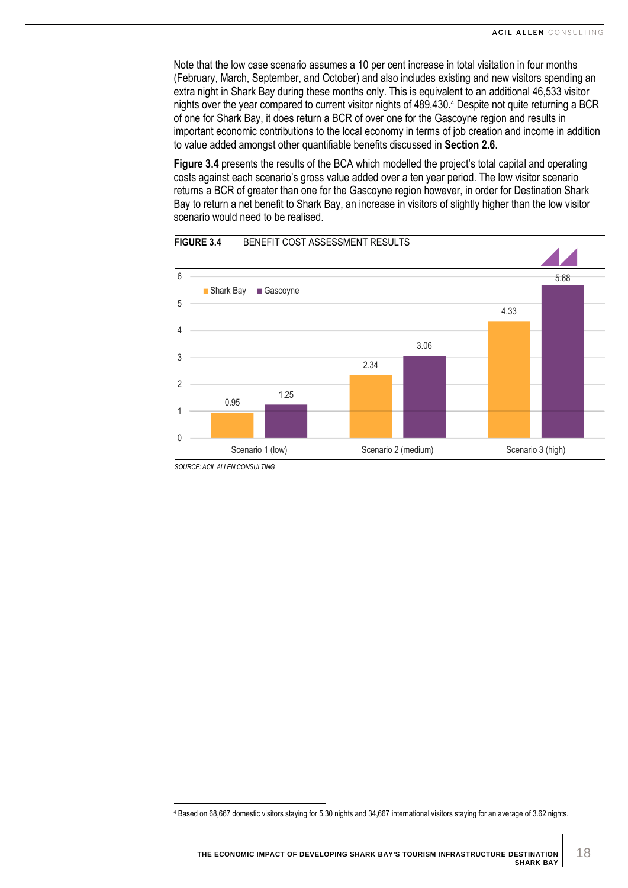Note that the low case scenario assumes a 10 per cent increase in total visitation in four months (February, March, September, and October) and also includes existing and new visitors spending an extra night in Shark Bay during these months only. This is equivalent to an additional 46,533 visitor nights over the year compared to current visitor nights of 489,430.[4] Despite not quite returning a BCR of one for Shark Bay, it does return a BCR of over one for the Gascoyne region and results in important economic contributions to the local economy in terms of job creation and income in addition to value added amongst other quantifiable benefits discussed in **Section 2.6**.

**Figure 3.4** presents the results of the BCA which modelled the project's total capital and operating costs against each scenario's gross value added over a ten year period. The low visitor scenario returns a BCR of greater than one for the Gascoyne region however, in order for Destination Shark Bay to return a net benefit to Shark Bay, an increase in visitors of slightly higher than the low visitor scenario would need to be realised.

**FIGURE 3.4** BENEFIT COST ASSESSMENT RESULTS

| | Shark Bay | Gascoyne |
|---|---|---|
| Scenario 1 (low) | 0.95 | 1.25 |
| Scenario 2 (medium) | 2.34 | 3.06 |
| Scenario 3 (high) | 4.33 | 5.68 |

*SOURCE: ACIL ALLEN CONSULTING*

---

[4] Based on 68,667 domestic visitors staying for 5.30 nights and 34,667 international visitors staying for an average of 3.62 nights.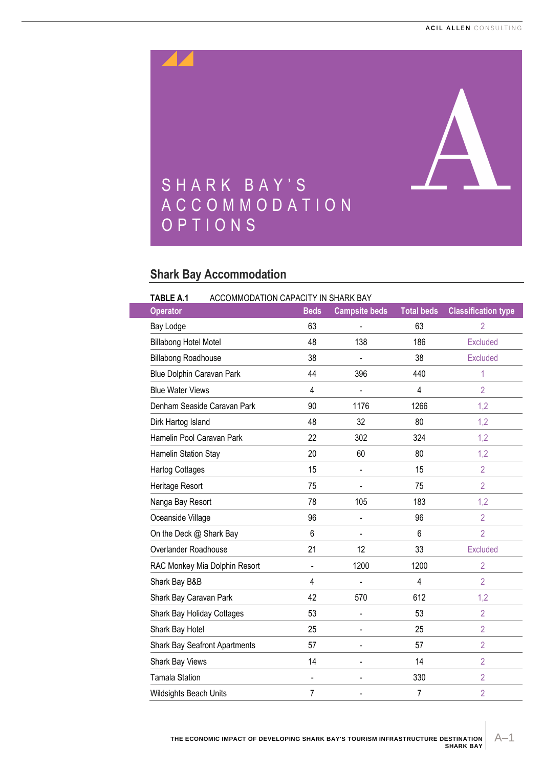# A SHARK BAY'S ACCOMMODATION OPTIONS

## Shark Bay Accommodation

**TABLE A.1** ACCOMMODATION CAPACITY IN SHARK BAY

| Operator | Beds | Campsite beds | Total beds | Classification type |
|---|---|---|---|---|
| Bay Lodge | 63 | - | 63 | 2 |
| Billabong Hotel Motel | 48 | 138 | 186 | Excluded |
| Billabong Roadhouse | 38 | - | 38 | Excluded |
| Blue Dolphin Caravan Park | 44 | 396 | 440 | 1 |
| Blue Water Views | 4 | - | 4 | 2 |
| Denham Seaside Caravan Park | 90 | 1176 | 1266 | 1,2 |
| Dirk Hartog Island | 48 | 32 | 80 | 1,2 |
| Hamelin Pool Caravan Park | 22 | 302 | 324 | 1,2 |
| Hamelin Station Stay | 20 | 60 | 80 | 1,2 |
| Hartog Cottages | 15 | - | 15 | 2 |
| Heritage Resort | 75 | - | 75 | 2 |
| Nanga Bay Resort | 78 | 105 | 183 | 1,2 |
| Oceanside Village | 96 | - | 96 | 2 |
| On the Deck @ Shark Bay | 6 | - | 6 | 2 |
| Overlander Roadhouse | 21 | 12 | 33 | Excluded |
| RAC Monkey Mia Dolphin Resort | - | 1200 | 1200 | 2 |
| Shark Bay B&B | 4 | - | 4 | 2 |
| Shark Bay Caravan Park | 42 | 570 | 612 | 1,2 |
| Shark Bay Holiday Cottages | 53 | - | 53 | 2 |
| Shark Bay Hotel | 25 | - | 25 | 2 |
| Shark Bay Seafront Apartments | 57 | - | 57 | 2 |
| Shark Bay Views | 14 | - | 14 | 2 |
| Tamala Station | - | - | 330 | 2 |
| Wildsights Beach Units | 7 | - | 7 | 2 |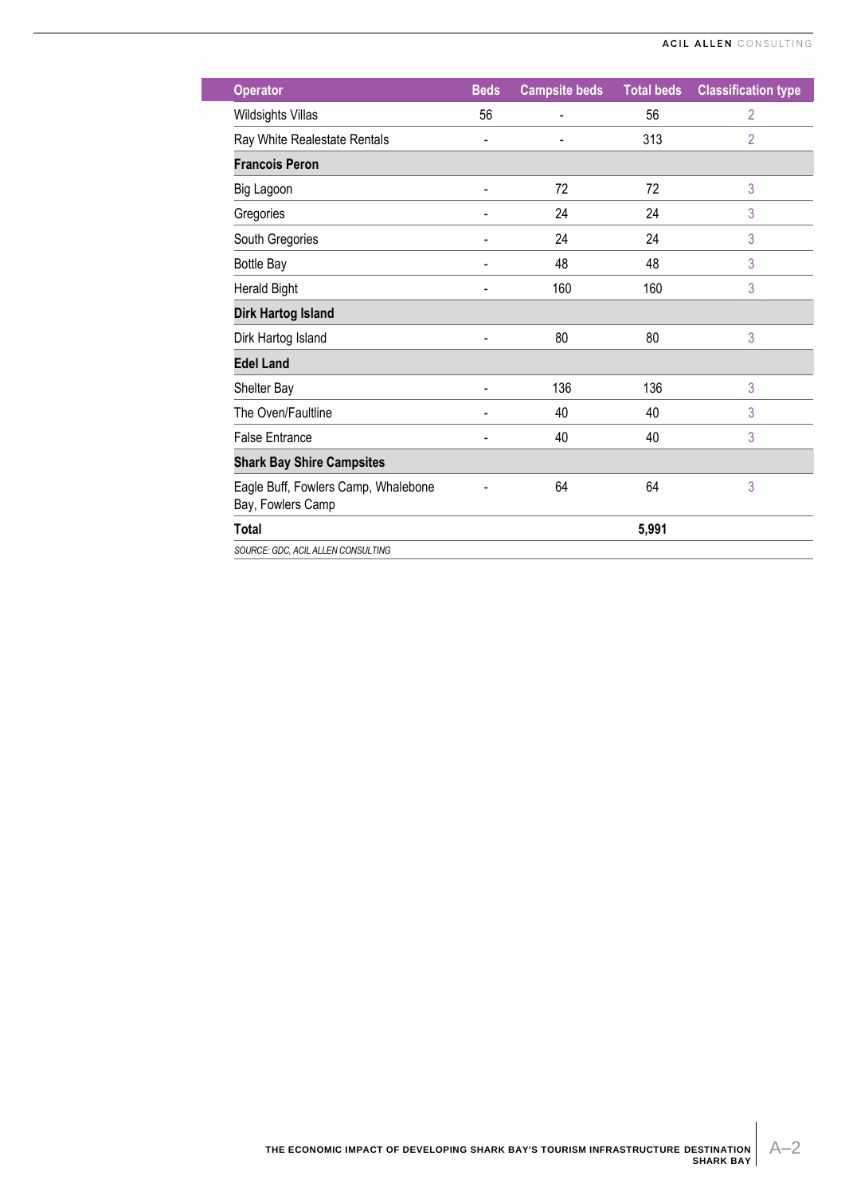| Operator | Beds | Campsite beds | Total beds | Classification type |
|---|---|---|---|---|
| Wildsights Villas | 56 | - | 56 | 2 |
| Ray White Realestate Rentals | - | - | 313 | 2 |
| **Francois Peron** | | | | |
| Big Lagoon | - | 72 | 72 | 3 |
| Gregories | - | 24 | 24 | 3 |
| South Gregories | - | 24 | 24 | 3 |
| Bottle Bay | - | 48 | 48 | 3 |
| Herald Bight | - | 160 | 160 | 3 |
| **Dirk Hartog Island** | | | | |
| Dirk Hartog Island | - | 80 | 80 | 3 |
| **Edel Land** | | | | |
| Shelter Bay | - | 136 | 136 | 3 |
| The Oven/Faultline | - | 40 | 40 | 3 |
| False Entrance | - | 40 | 40 | 3 |
| **Shark Bay Shire Campsites** | | | | |
| Eagle Buff, Fowlers Camp, Whalebone Bay, Fowlers Camp | - | 64 | 64 | 3 |
| **Total** | | | **5,991** | |

*SOURCE: GDC, ACIL ALLEN CONSULTING*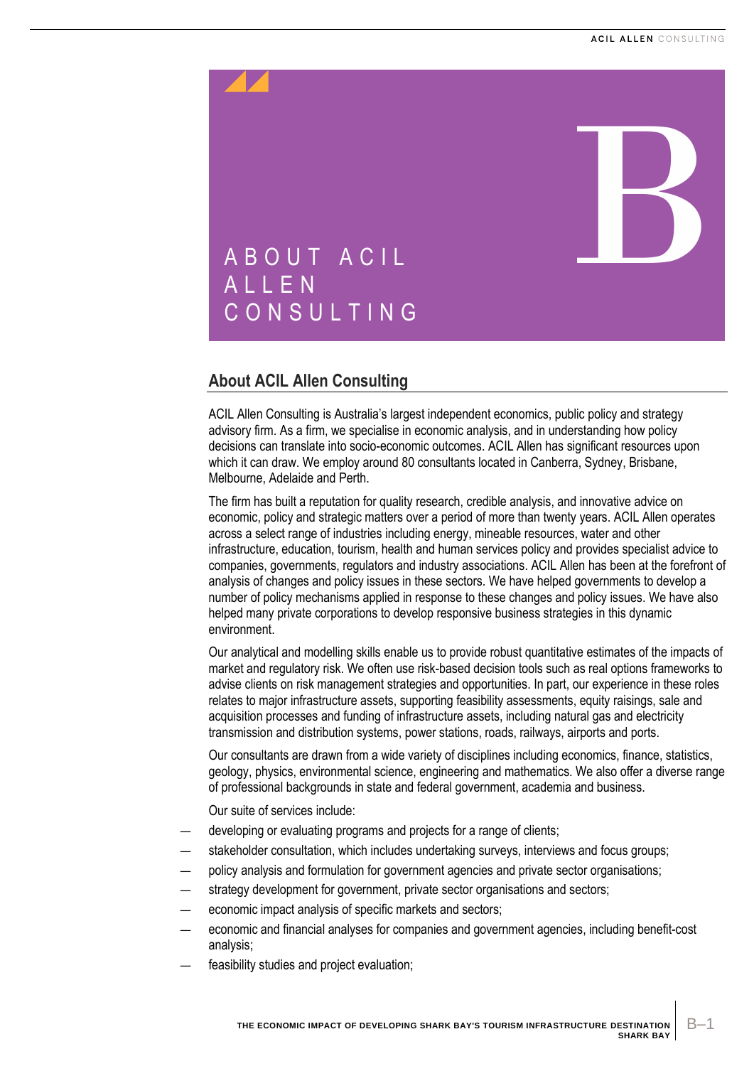# B ABOUT ACIL ALLEN CONSULTING

## About ACIL Allen Consulting

ACIL Allen Consulting is Australia's largest independent economics, public policy and strategy advisory firm. As a firm, we specialise in economic analysis, and in understanding how policy decisions can translate into socio-economic outcomes. ACIL Allen has significant resources upon which it can draw. We employ around 80 consultants located in Canberra, Sydney, Brisbane, Melbourne, Adelaide and Perth.

The firm has built a reputation for quality research, credible analysis, and innovative advice on economic, policy and strategic matters over a period of more than twenty years. ACIL Allen operates across a select range of industries including energy, mineable resources, water and other infrastructure, education, tourism, health and human services policy and provides specialist advice to companies, governments, regulators and industry associations. ACIL Allen has been at the forefront of analysis of changes and policy issues in these sectors. We have helped governments to develop a number of policy mechanisms applied in response to these changes and policy issues. We have also helped many private corporations to develop responsive business strategies in this dynamic environment.

Our analytical and modelling skills enable us to provide robust quantitative estimates of the impacts of market and regulatory risk. We often use risk-based decision tools such as real options frameworks to advise clients on risk management strategies and opportunities. In part, our experience in these roles relates to major infrastructure assets, supporting feasibility assessments, equity raisings, sale and acquisition processes and funding of infrastructure assets, including natural gas and electricity transmission and distribution systems, power stations, roads, railways, airports and ports.

Our consultants are drawn from a wide variety of disciplines including economics, finance, statistics, geology, physics, environmental science, engineering and mathematics. We also offer a diverse range of professional backgrounds in state and federal government, academia and business.

Our suite of services include:

- developing or evaluating programs and projects for a range of clients;
- stakeholder consultation, which includes undertaking surveys, interviews and focus groups;
- policy analysis and formulation for government agencies and private sector organisations;
- strategy development for government, private sector organisations and sectors;
- economic impact analysis of specific markets and sectors;
- economic and financial analyses for companies and government agencies, including benefit-cost analysis;
- feasibility studies and project evaluation;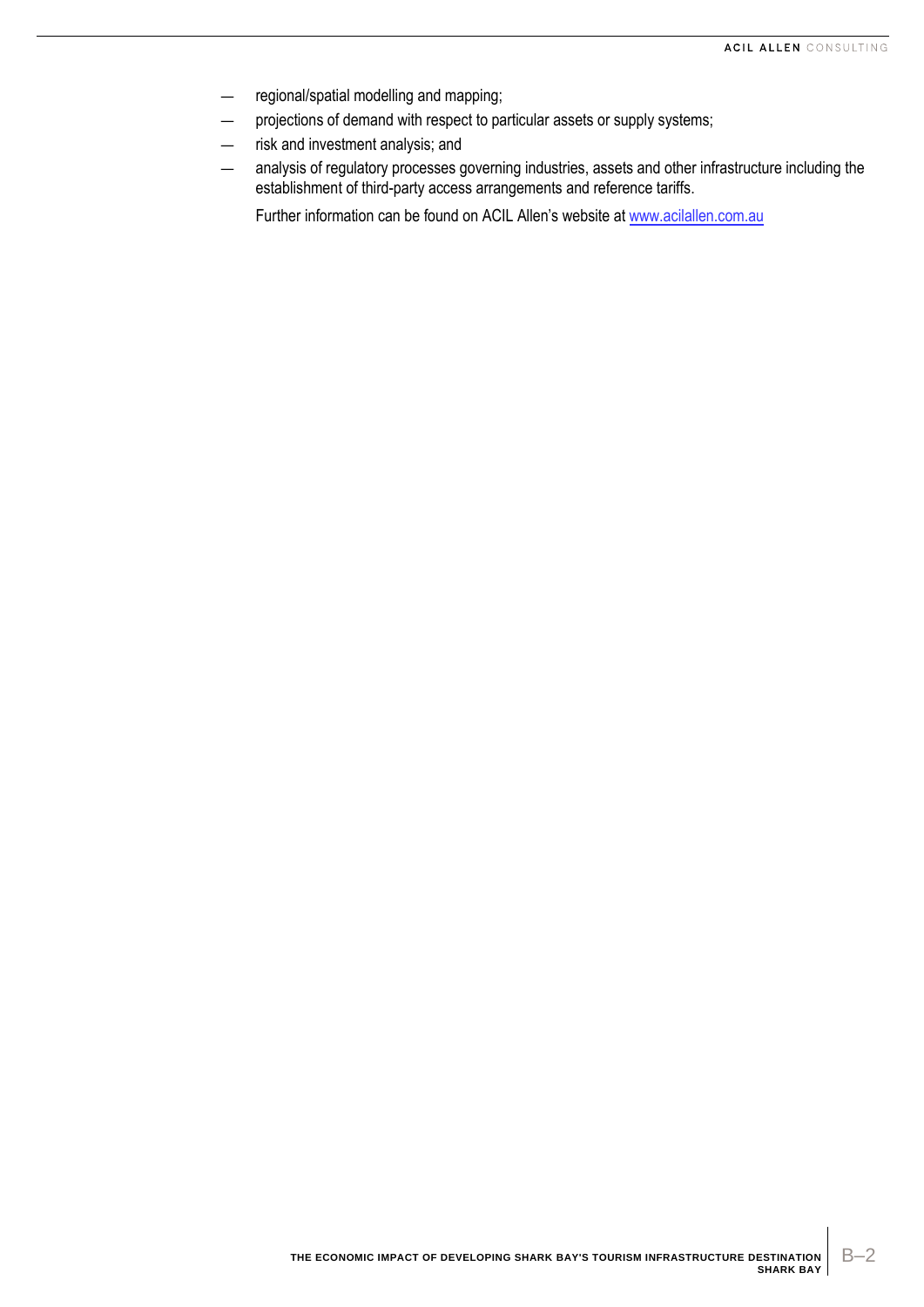- regional/spatial modelling and mapping;
- projections of demand with respect to particular assets or supply systems;
- risk and investment analysis; and
- analysis of regulatory processes governing industries, assets and other infrastructure including the establishment of third-party access arrangements and reference tariffs.

  Further information can be found on ACIL Allen's website at [www.acilallen.com.au](http://www.acilallen.com.au)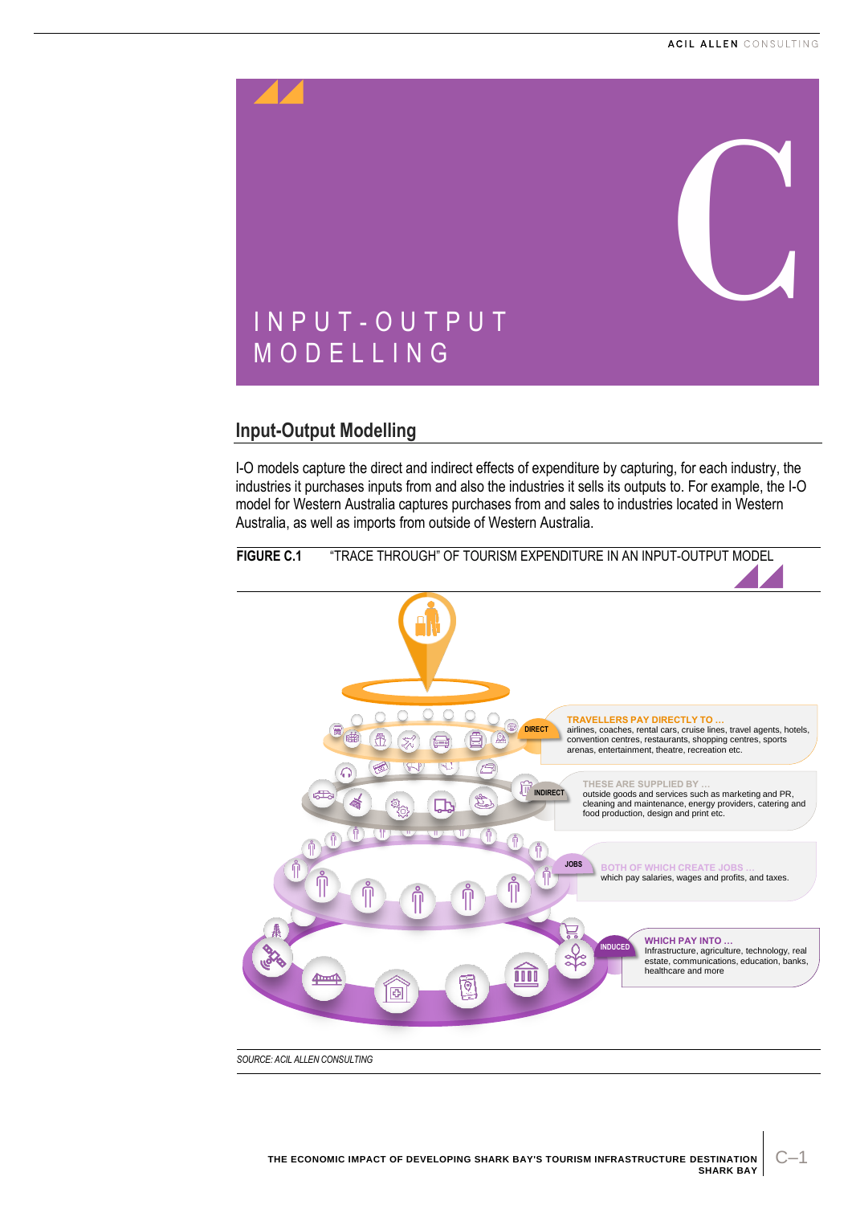# C INPUT-OUTPUT MODELLING

## Input-Output Modelling

I-O models capture the direct and indirect effects of expenditure by capturing, for each industry, the industries it purchases inputs from and also the industries it sells its outputs to. For example, the I-O model for Western Australia captures purchases from and sales to industries located in Western Australia, as well as imports from outside of Western Australia.

**FIGURE C.1** "TRACE THROUGH" OF TOURISM EXPENDITURE IN AN INPUT-OUTPUT MODEL

DIRECT — **TRAVELLERS PAY DIRECTLY TO …** airlines, coaches, rental cars, cruise lines, travel agents, hotels, convention centres, restaurants, shopping centres, sports arenas, entertainment, theatre, recreation etc.

INDIRECT — **THESE ARE SUPPLIED BY …** outside goods and services such as marketing and PR, cleaning and maintenance, energy providers, catering and food production, design and print etc.

JOBS — **BOTH OF WHICH CREATE JOBS …** which pay salaries, wages and profits, and taxes.

INDUCED — **WHICH PAY INTO …** Infrastructure, agriculture, technology, real estate, communications, education, banks, healthcare and more

*SOURCE: ACIL ALLEN CONSULTING*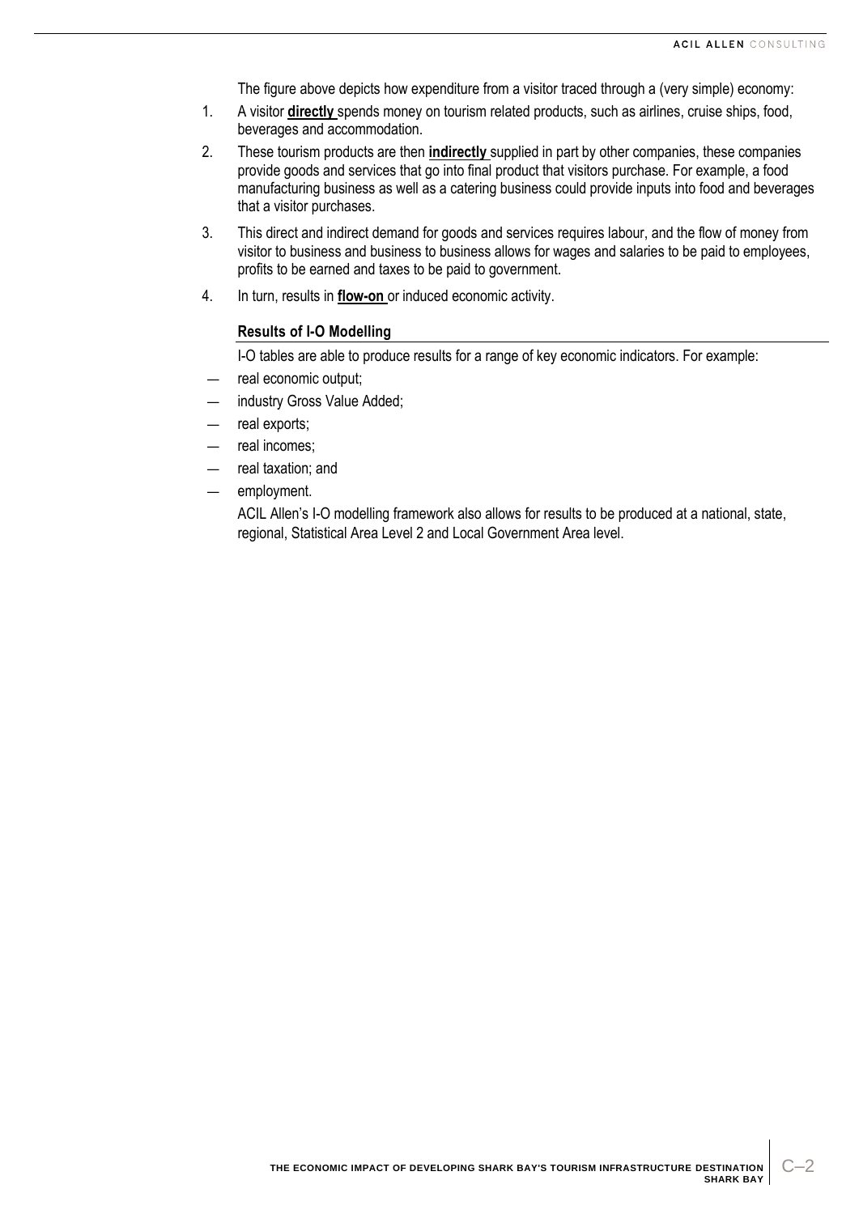The figure above depicts how expenditure from a visitor traced through a (very simple) economy:

1. A visitor **directly** spends money on tourism related products, such as airlines, cruise ships, food, beverages and accommodation.
2. These tourism products are then **indirectly** supplied in part by other companies, these companies provide goods and services that go into final product that visitors purchase. For example, a food manufacturing business as well as a catering business could provide inputs into food and beverages that a visitor purchases.
3. This direct and indirect demand for goods and services requires labour, and the flow of money from visitor to business and business to business allows for wages and salaries to be paid to employees, profits to be earned and taxes to be paid to government.
4. In turn, results in **flow-on** or induced economic activity.

### Results of I-O Modelling

I-O tables are able to produce results for a range of key economic indicators. For example:

- real economic output;
- industry Gross Value Added;
- real exports;
- real incomes;
- real taxation; and
- employment.

ACIL Allen's I-O modelling framework also allows for results to be produced at a national, state, regional, Statistical Area Level 2 and Local Government Area level.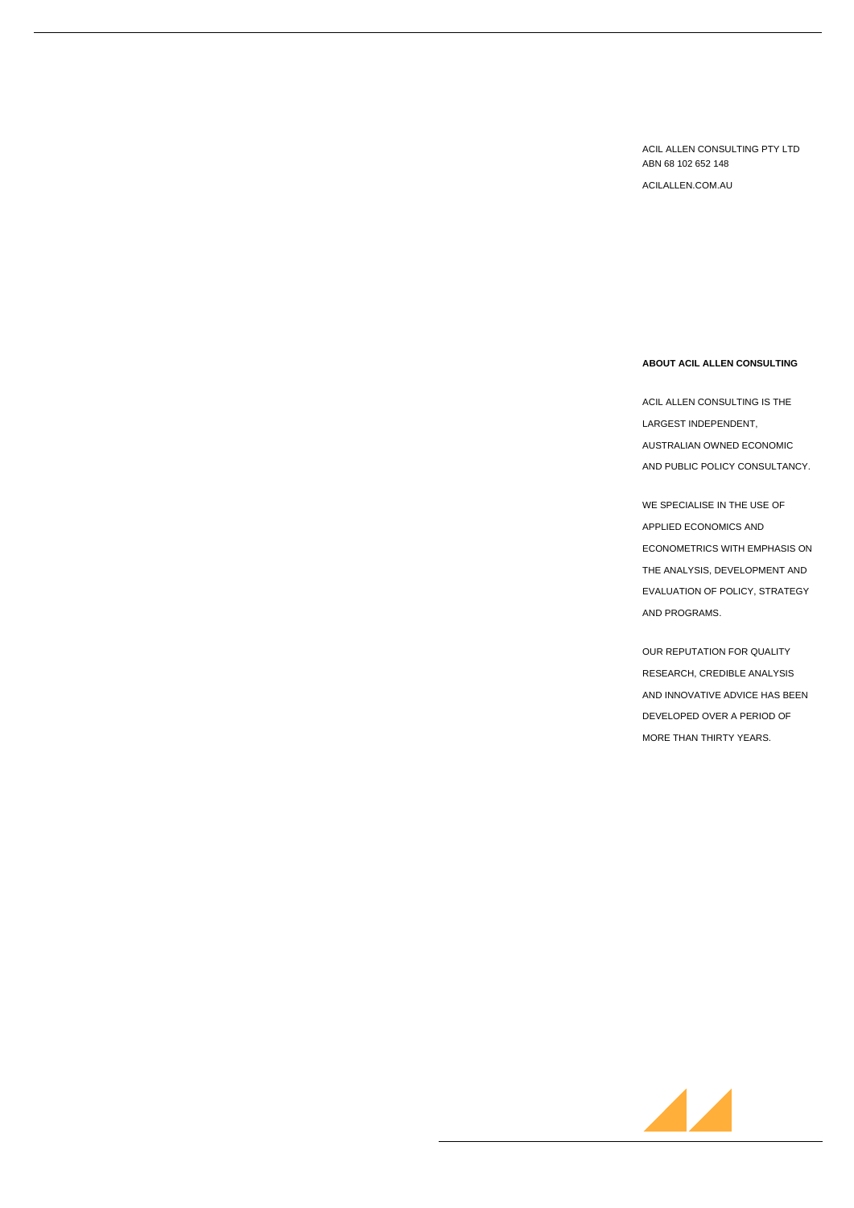ACIL ALLEN CONSULTING PTY LTD
ABN 68 102 652 148

ACILALLEN.COM.AU

**ABOUT ACIL ALLEN CONSULTING**

ACIL ALLEN CONSULTING IS THE LARGEST INDEPENDENT, AUSTRALIAN OWNED ECONOMIC AND PUBLIC POLICY CONSULTANCY.

WE SPECIALISE IN THE USE OF APPLIED ECONOMICS AND ECONOMETRICS WITH EMPHASIS ON THE ANALYSIS, DEVELOPMENT AND EVALUATION OF POLICY, STRATEGY AND PROGRAMS.

OUR REPUTATION FOR QUALITY RESEARCH, CREDIBLE ANALYSIS AND INNOVATIVE ADVICE HAS BEEN DEVELOPED OVER A PERIOD OF MORE THAN THIRTY YEARS.